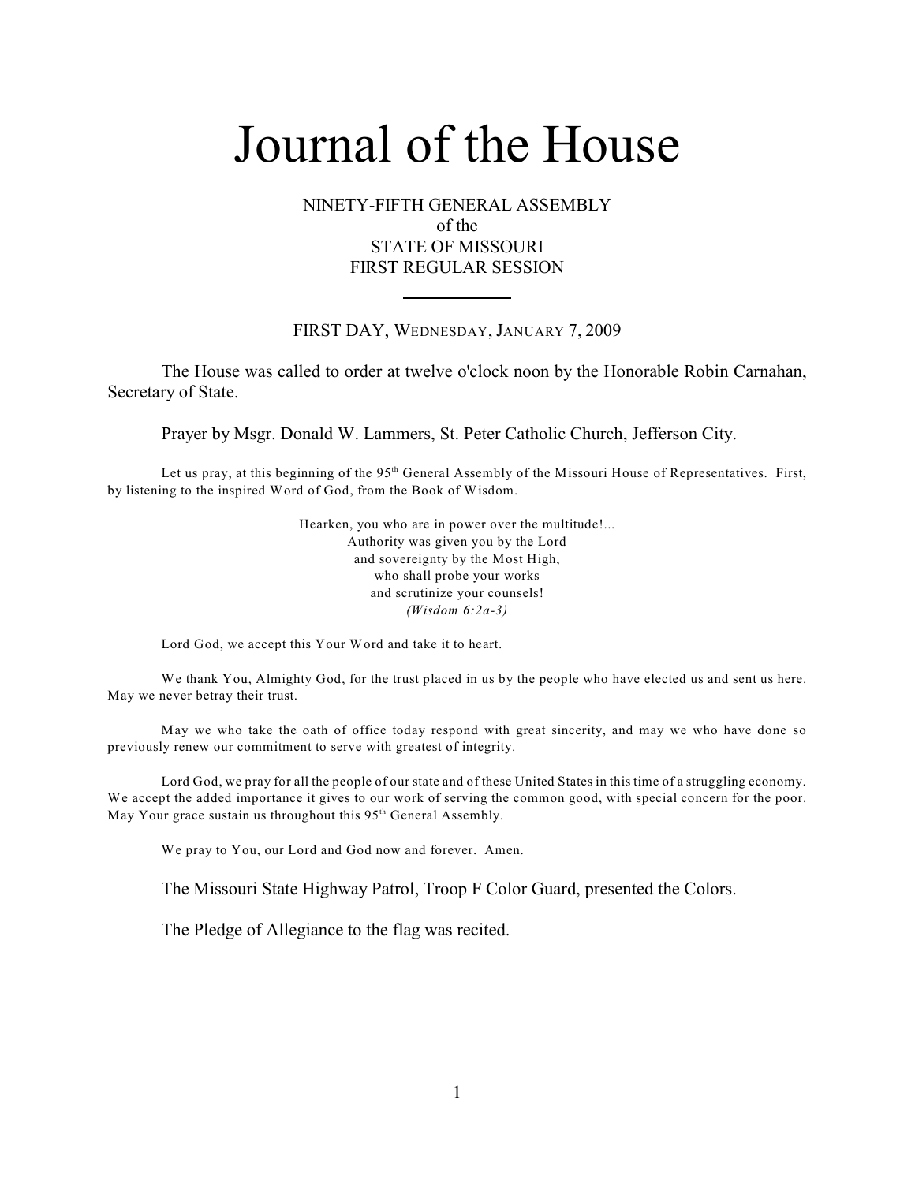# Journal of the House

NINETY-FIFTH GENERAL ASSEMBLY
of the
STATE OF MISSOURI
FIRST REGULAR SESSION

---

FIRST DAY, WEDNESDAY, JANUARY 7, 2009

The House was called to order at twelve o'clock noon by the Honorable Robin Carnahan, Secretary of State.

Prayer by Msgr. Donald W. Lammers, St. Peter Catholic Church, Jefferson City.

Let us pray, at this beginning of the 95th General Assembly of the Missouri House of Representatives. First, by listening to the inspired Word of God, from the Book of Wisdom.

> Hearken, you who are in power over the multitude!...
> Authority was given you by the Lord
> and sovereignty by the Most High,
> who shall probe your works
> and scrutinize your counsels!
> *(Wisdom 6:2a-3)*

Lord God, we accept this Your Word and take it to heart.

We thank You, Almighty God, for the trust placed in us by the people who have elected us and sent us here. May we never betray their trust.

May we who take the oath of office today respond with great sincerity, and may we who have done so previously renew our commitment to serve with greatest of integrity.

Lord God, we pray for all the people of our state and of these United States in this time of a struggling economy. We accept the added importance it gives to our work of serving the common good, with special concern for the poor. May Your grace sustain us throughout this 95th General Assembly.

We pray to You, our Lord and God now and forever. Amen.

The Missouri State Highway Patrol, Troop F Color Guard, presented the Colors.

The Pledge of Allegiance to the flag was recited.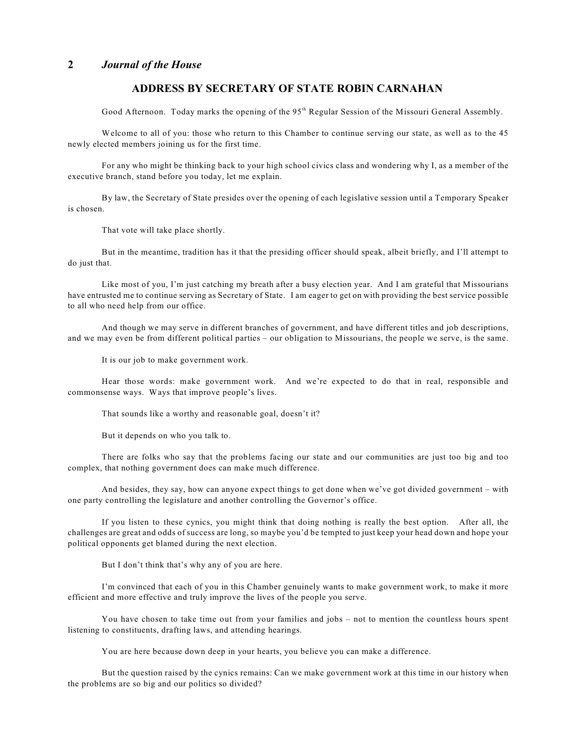## ADDRESS BY SECRETARY OF STATE ROBIN CARNAHAN

Good Afternoon. Today marks the opening of the 95th Regular Session of the Missouri General Assembly.

Welcome to all of you: those who return to this Chamber to continue serving our state, as well as to the 45 newly elected members joining us for the first time.

For any who might be thinking back to your high school civics class and wondering why I, as a member of the executive branch, stand before you today, let me explain.

By law, the Secretary of State presides over the opening of each legislative session until a Temporary Speaker is chosen.

That vote will take place shortly.

But in the meantime, tradition has it that the presiding officer should speak, albeit briefly, and I'll attempt to do just that.

Like most of you, I'm just catching my breath after a busy election year. And I am grateful that Missourians have entrusted me to continue serving as Secretary of State. I am eager to get on with providing the best service possible to all who need help from our office.

And though we may serve in different branches of government, and have different titles and job descriptions, and we may even be from different political parties – our obligation to Missourians, the people we serve, is the same.

It is our job to make government work.

Hear those words: make government work. And we're expected to do that in real, responsible and commonsense ways. Ways that improve people's lives.

That sounds like a worthy and reasonable goal, doesn't it?

But it depends on who you talk to.

There are folks who say that the problems facing our state and our communities are just too big and too complex, that nothing government does can make much difference.

And besides, they say, how can anyone expect things to get done when we've got divided government – with one party controlling the legislature and another controlling the Governor's office.

If you listen to these cynics, you might think that doing nothing is really the best option. After all, the challenges are great and odds of success are long, so maybe you'd be tempted to just keep your head down and hope your political opponents get blamed during the next election.

But I don't think that's why any of you are here.

I'm convinced that each of you in this Chamber genuinely wants to make government work, to make it more efficient and more effective and truly improve the lives of the people you serve.

You have chosen to take time out from your families and jobs – not to mention the countless hours spent listening to constituents, drafting laws, and attending hearings.

You are here because down deep in your hearts, you believe you can make a difference.

But the question raised by the cynics remains: Can we make government work at this time in our history when the problems are so big and our politics so divided?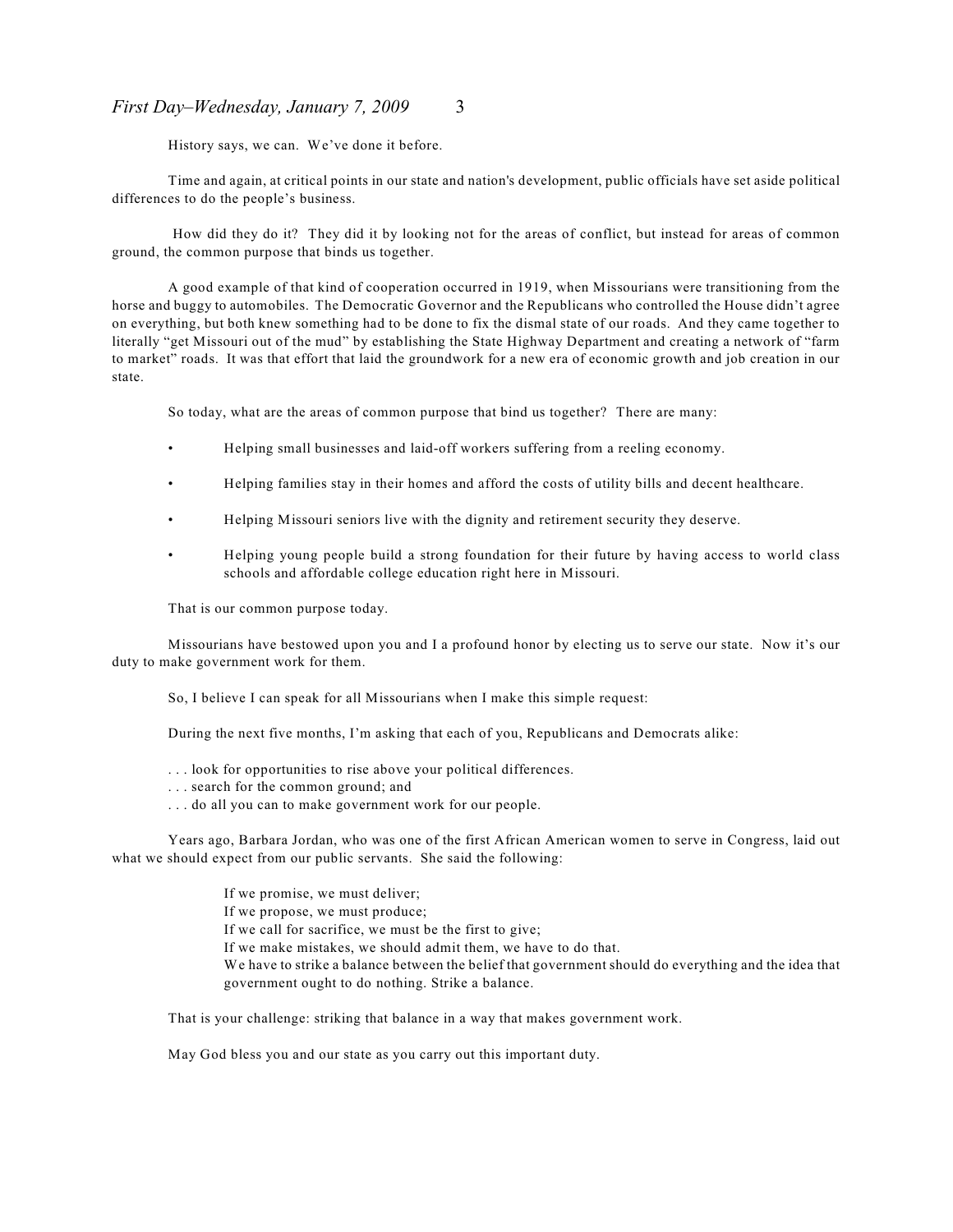History says, we can. We've done it before.

Time and again, at critical points in our state and nation's development, public officials have set aside political differences to do the people's business.

How did they do it? They did it by looking not for the areas of conflict, but instead for areas of common ground, the common purpose that binds us together.

A good example of that kind of cooperation occurred in 1919, when Missourians were transitioning from the horse and buggy to automobiles. The Democratic Governor and the Republicans who controlled the House didn't agree on everything, but both knew something had to be done to fix the dismal state of our roads. And they came together to literally "get Missouri out of the mud" by establishing the State Highway Department and creating a network of "farm to market" roads. It was that effort that laid the groundwork for a new era of economic growth and job creation in our state.

So today, what are the areas of common purpose that bind us together? There are many:

- Helping small businesses and laid-off workers suffering from a reeling economy.
- Helping families stay in their homes and afford the costs of utility bills and decent healthcare.
- Helping Missouri seniors live with the dignity and retirement security they deserve.
- Helping young people build a strong foundation for their future by having access to world class schools and affordable college education right here in Missouri.

That is our common purpose today.

Missourians have bestowed upon you and I a profound honor by electing us to serve our state. Now it's our duty to make government work for them.

So, I believe I can speak for all Missourians when I make this simple request:

During the next five months, I'm asking that each of you, Republicans and Democrats alike:

. . . look for opportunities to rise above your political differences.
. . . search for the common ground; and
. . . do all you can to make government work for our people.

Years ago, Barbara Jordan, who was one of the first African American women to serve in Congress, laid out what we should expect from our public servants. She said the following:

> If we promise, we must deliver;
> If we propose, we must produce;
> If we call for sacrifice, we must be the first to give;
> If we make mistakes, we should admit them, we have to do that.
> We have to strike a balance between the belief that government should do everything and the idea that government ought to do nothing. Strike a balance.

That is your challenge: striking that balance in a way that makes government work.

May God bless you and our state as you carry out this important duty.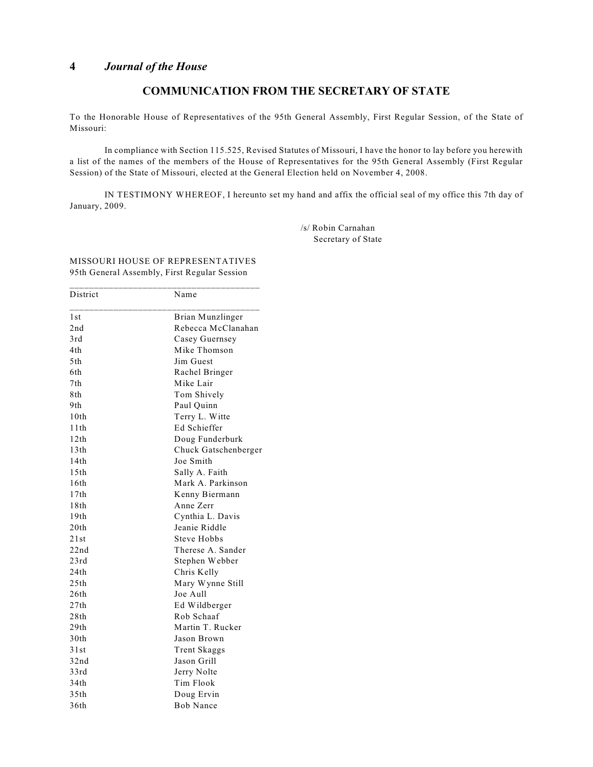## COMMUNICATION FROM THE SECRETARY OF STATE

To the Honorable House of Representatives of the 95th General Assembly, First Regular Session, of the State of Missouri:

In compliance with Section 115.525, Revised Statutes of Missouri, I have the honor to lay before you herewith a list of the names of the members of the House of Representatives for the 95th General Assembly (First Regular Session) of the State of Missouri, elected at the General Election held on November 4, 2008.

IN TESTIMONY WHEREOF, I hereunto set my hand and affix the official seal of my office this 7th day of January, 2009.

/s/ Robin Carnahan
Secretary of State

MISSOURI HOUSE OF REPRESENTATIVES
95th General Assembly, First Regular Session

| District | Name |
|---|---|
| 1st | Brian Munzlinger |
| 2nd | Rebecca McClanahan |
| 3rd | Casey Guernsey |
| 4th | Mike Thomson |
| 5th | Jim Guest |
| 6th | Rachel Bringer |
| 7th | Mike Lair |
| 8th | Tom Shively |
| 9th | Paul Quinn |
| 10th | Terry L. Witte |
| 11th | Ed Schieffer |
| 12th | Doug Funderburk |
| 13th | Chuck Gatschenberger |
| 14th | Joe Smith |
| 15th | Sally A. Faith |
| 16th | Mark A. Parkinson |
| 17th | Kenny Biermann |
| 18th | Anne Zerr |
| 19th | Cynthia L. Davis |
| 20th | Jeanie Riddle |
| 21st | Steve Hobbs |
| 22nd | Therese A. Sander |
| 23rd | Stephen Webber |
| 24th | Chris Kelly |
| 25th | Mary Wynne Still |
| 26th | Joe Aull |
| 27th | Ed Wildberger |
| 28th | Rob Schaaf |
| 29th | Martin T. Rucker |
| 30th | Jason Brown |
| 31st | Trent Skaggs |
| 32nd | Jason Grill |
| 33rd | Jerry Nolte |
| 34th | Tim Flook |
| 35th | Doug Ervin |
| 36th | Bob Nance |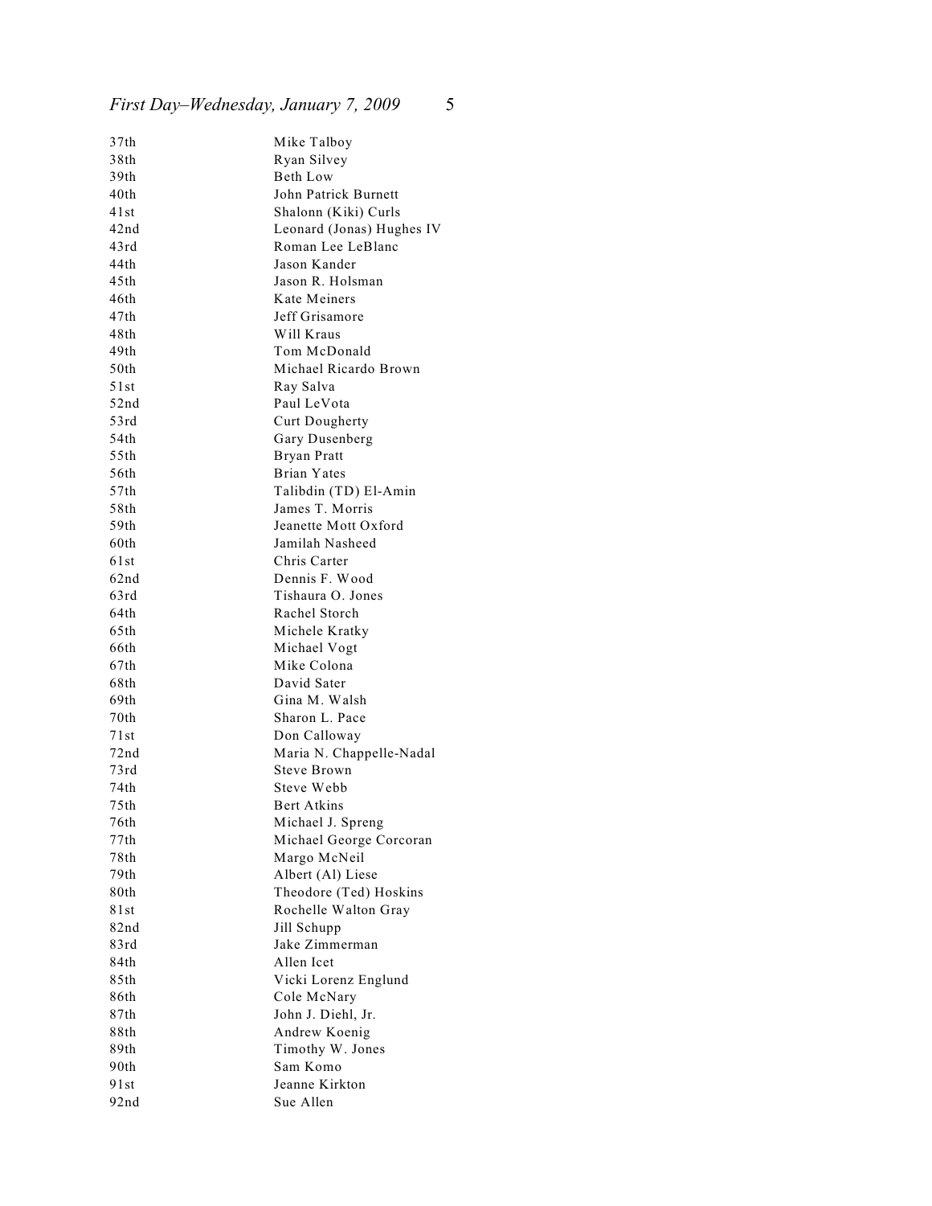| | |
|---|---|
| 37th | Mike Talboy |
| 38th | Ryan Silvey |
| 39th | Beth Low |
| 40th | John Patrick Burnett |
| 41st | Shalonn (Kiki) Curls |
| 42nd | Leonard (Jonas) Hughes IV |
| 43rd | Roman Lee LeBlanc |
| 44th | Jason Kander |
| 45th | Jason R. Holsman |
| 46th | Kate Meiners |
| 47th | Jeff Grisamore |
| 48th | Will Kraus |
| 49th | Tom McDonald |
| 50th | Michael Ricardo Brown |
| 51st | Ray Salva |
| 52nd | Paul LeVota |
| 53rd | Curt Dougherty |
| 54th | Gary Dusenberg |
| 55th | Bryan Pratt |
| 56th | Brian Yates |
| 57th | Talibdin (TD) El-Amin |
| 58th | James T. Morris |
| 59th | Jeanette Mott Oxford |
| 60th | Jamilah Nasheed |
| 61st | Chris Carter |
| 62nd | Dennis F. Wood |
| 63rd | Tishaura O. Jones |
| 64th | Rachel Storch |
| 65th | Michele Kratky |
| 66th | Michael Vogt |
| 67th | Mike Colona |
| 68th | David Sater |
| 69th | Gina M. Walsh |
| 70th | Sharon L. Pace |
| 71st | Don Calloway |
| 72nd | Maria N. Chappelle-Nadal |
| 73rd | Steve Brown |
| 74th | Steve Webb |
| 75th | Bert Atkins |
| 76th | Michael J. Spreng |
| 77th | Michael George Corcoran |
| 78th | Margo McNeil |
| 79th | Albert (Al) Liese |
| 80th | Theodore (Ted) Hoskins |
| 81st | Rochelle Walton Gray |
| 82nd | Jill Schupp |
| 83rd | Jake Zimmerman |
| 84th | Allen Icet |
| 85th | Vicki Lorenz Englund |
| 86th | Cole McNary |
| 87th | John J. Diehl, Jr. |
| 88th | Andrew Koenig |
| 89th | Timothy W. Jones |
| 90th | Sam Komo |
| 91st | Jeanne Kirkton |
| 92nd | Sue Allen |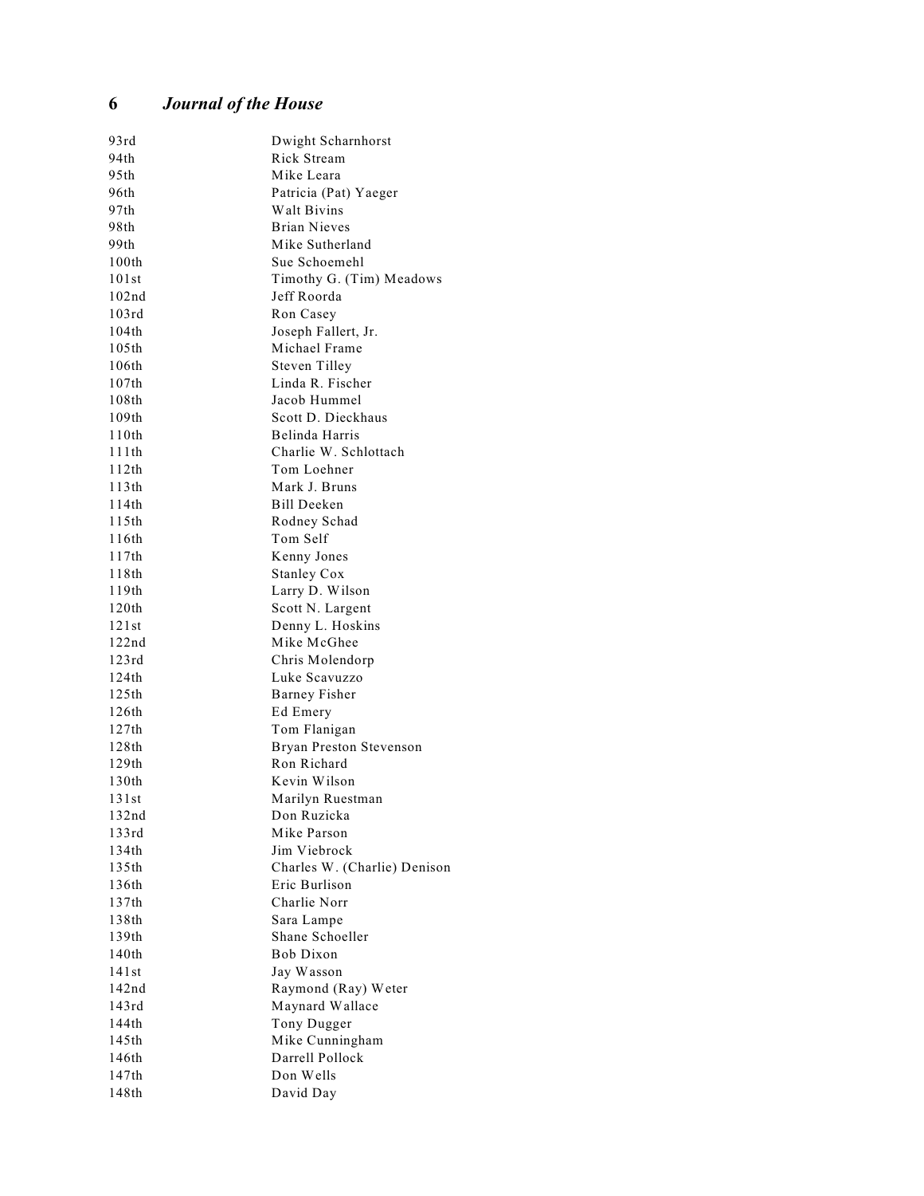| | |
|---|---|
| 93rd | Dwight Scharnhorst |
| 94th | Rick Stream |
| 95th | Mike Leara |
| 96th | Patricia (Pat) Yaeger |
| 97th | Walt Bivins |
| 98th | Brian Nieves |
| 99th | Mike Sutherland |
| 100th | Sue Schoemehl |
| 101st | Timothy G. (Tim) Meadows |
| 102nd | Jeff Roorda |
| 103rd | Ron Casey |
| 104th | Joseph Fallert, Jr. |
| 105th | Michael Frame |
| 106th | Steven Tilley |
| 107th | Linda R. Fischer |
| 108th | Jacob Hummel |
| 109th | Scott D. Dieckhaus |
| 110th | Belinda Harris |
| 111th | Charlie W. Schlottach |
| 112th | Tom Loehner |
| 113th | Mark J. Bruns |
| 114th | Bill Deeken |
| 115th | Rodney Schad |
| 116th | Tom Self |
| 117th | Kenny Jones |
| 118th | Stanley Cox |
| 119th | Larry D. Wilson |
| 120th | Scott N. Largent |
| 121st | Denny L. Hoskins |
| 122nd | Mike McGhee |
| 123rd | Chris Molendorp |
| 124th | Luke Scavuzzo |
| 125th | Barney Fisher |
| 126th | Ed Emery |
| 127th | Tom Flanigan |
| 128th | Bryan Preston Stevenson |
| 129th | Ron Richard |
| 130th | Kevin Wilson |
| 131st | Marilyn Ruestman |
| 132nd | Don Ruzicka |
| 133rd | Mike Parson |
| 134th | Jim Viebrock |
| 135th | Charles W. (Charlie) Denison |
| 136th | Eric Burlison |
| 137th | Charlie Norr |
| 138th | Sara Lampe |
| 139th | Shane Schoeller |
| 140th | Bob Dixon |
| 141st | Jay Wasson |
| 142nd | Raymond (Ray) Weter |
| 143rd | Maynard Wallace |
| 144th | Tony Dugger |
| 145th | Mike Cunningham |
| 146th | Darrell Pollock |
| 147th | Don Wells |
| 148th | David Day |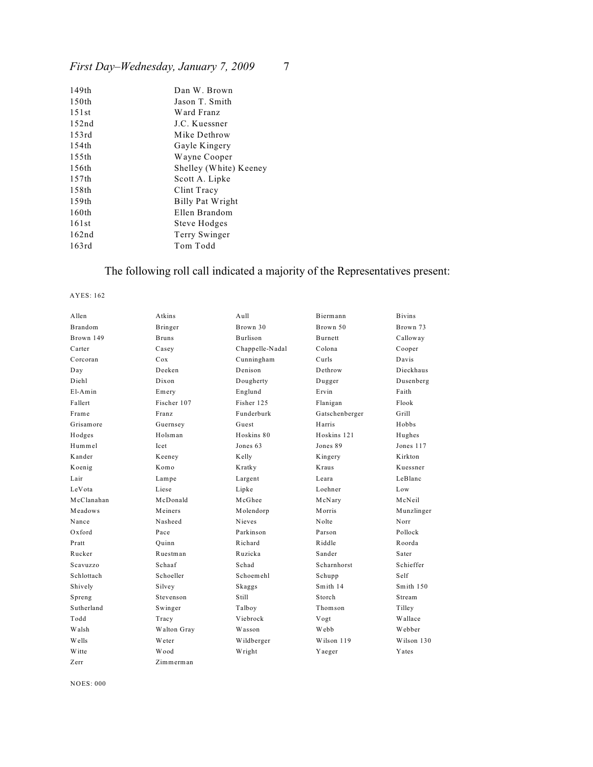| | |
|---|---|
| 149th | Dan W. Brown |
| 150th | Jason T. Smith |
| 151st | Ward Franz |
| 152nd | J.C. Kuessner |
| 153rd | Mike Dethrow |
| 154th | Gayle Kingery |
| 155th | Wayne Cooper |
| 156th | Shelley (White) Keeney |
| 157th | Scott A. Lipke |
| 158th | Clint Tracy |
| 159th | Billy Pat Wright |
| 160th | Ellen Brandom |
| 161st | Steve Hodges |
| 162nd | Terry Swinger |
| 163rd | Tom Todd |

The following roll call indicated a majority of the Representatives present:

AYES: 162

| | | | | |
|---|---|---|---|---|
| Allen | Atkins | Aull | Biermann | Bivins |
| Brandom | Bringer | Brown 30 | Brown 50 | Brown 73 |
| Brown 149 | Bruns | Burlison | Burnett | Calloway |
| Carter | Casey | Chappelle-Nadal | Colona | Cooper |
| Corcoran | Cox | Cunningham | Curls | Davis |
| Day | Deeken | Denison | Dethrow | Dieckhaus |
| Diehl | Dixon | Dougherty | Dugger | Dusenberg |
| El-Amin | Emery | Englund | Ervin | Faith |
| Fallert | Fischer 107 | Fisher 125 | Flanigan | Flook |
| Frame | Franz | Funderburk | Gatschenberger | Grill |
| Grisamore | Guernsey | Guest | Harris | Hobbs |
| Hodges | Holsman | Hoskins 80 | Hoskins 121 | Hughes |
| Hummel | Icet | Jones 63 | Jones 89 | Jones 117 |
| Kander | Keeney | Kelly | Kingery | Kirkton |
| Koenig | Komo | Kratky | Kraus | Kuessner |
| Lair | Lampe | Largent | Leara | LeBlanc |
| LeVota | Liese | Lipke | Loehner | Low |
| McClanahan | McDonald | McGhee | McNary | McNeil |
| Meadows | Meiners | Molendorp | Morris | Munzlinger |
| Nance | Nasheed | Nieves | Nolte | Norr |
| Oxford | Pace | Parkinson | Parson | Pollock |
| Pratt | Quinn | Richard | Riddle | Roorda |
| Rucker | Ruestman | Ruzicka | Sander | Sater |
| Scavuzzo | Schaaf | Schad | Scharnhorst | Schieffer |
| Schlottach | Schoeller | Schoemehl | Schupp | Self |
| Shively | Silvey | Skaggs | Smith 14 | Smith 150 |
| Spreng | Stevenson | Still | Storch | Stream |
| Sutherland | Swinger | Talboy | Thomson | Tilley |
| Todd | Tracy | Viebrock | Vogt | Wallace |
| Walsh | Walton Gray | Wasson | Webb | Webber |
| Wells | Weter | Wildberger | Wilson 119 | Wilson 130 |
| Witte | Wood | Wright | Yaeger | Yates |
| Zerr | Zimmerman | | | |

NOES: 000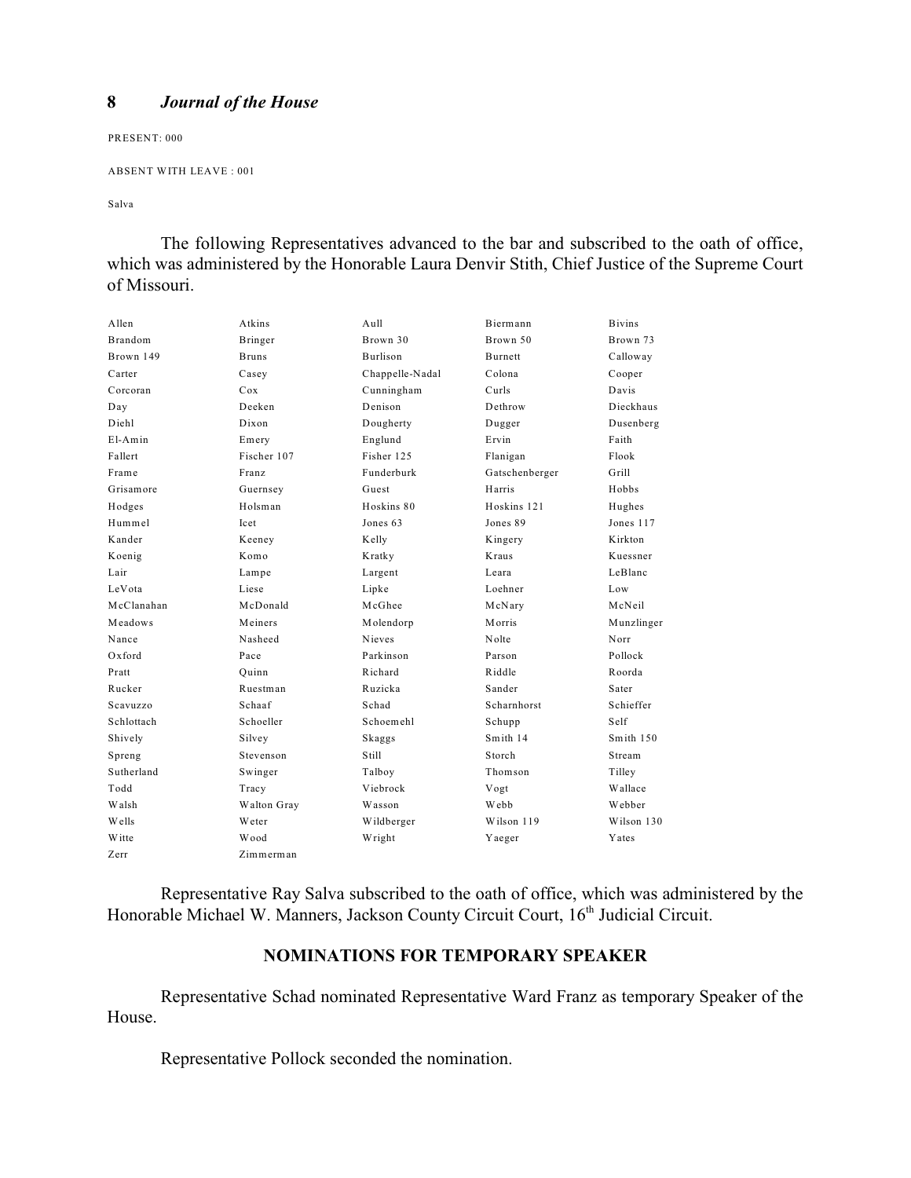PRESENT: 000

ABSENT WITH LEAVE : 001

Salva

The following Representatives advanced to the bar and subscribed to the oath of office, which was administered by the Honorable Laura Denvir Stith, Chief Justice of the Supreme Court of Missouri.

| | | | | |
|---|---|---|---|---|
| Allen | Atkins | Aull | Biermann | Bivins |
| Brandom | Bringer | Brown 30 | Brown 50 | Brown 73 |
| Brown 149 | Bruns | Burlison | Burnett | Calloway |
| Carter | Casey | Chappelle-Nadal | Colona | Cooper |
| Corcoran | Cox | Cunningham | Curls | Davis |
| Day | Deeken | Denison | Dethrow | Dieckhaus |
| Diehl | Dixon | Dougherty | Dugger | Dusenberg |
| El-Amin | Emery | Englund | Ervin | Faith |
| Fallert | Fischer 107 | Fisher 125 | Flanigan | Flook |
| Frame | Franz | Funderburk | Gatschenberger | Grill |
| Grisamore | Guernsey | Guest | Harris | Hobbs |
| Hodges | Holsman | Hoskins 80 | Hoskins 121 | Hughes |
| Hummel | Icet | Jones 63 | Jones 89 | Jones 117 |
| Kander | Keeney | Kelly | Kingery | Kirkton |
| Koenig | Komo | Kratky | Kraus | Kuessner |
| Lair | Lampe | Largent | Leara | LeBlanc |
| LeVota | Liese | Lipke | Loehner | Low |
| McClanahan | McDonald | McGhee | McNary | McNeil |
| Meadows | Meiners | Molendorp | Morris | Munzlinger |
| Nance | Nasheed | Nieves | Nolte | Norr |
| Oxford | Pace | Parkinson | Parson | Pollock |
| Pratt | Quinn | Richard | Riddle | Roorda |
| Rucker | Ruestman | Ruzicka | Sander | Sater |
| Scavuzzo | Schaaf | Schad | Scharnhorst | Schieffer |
| Schlottach | Schoeller | Schoemehl | Schupp | Self |
| Shively | Silvey | Skaggs | Smith 14 | Smith 150 |
| Spreng | Stevenson | Still | Storch | Stream |
| Sutherland | Swinger | Talboy | Thomson | Tilley |
| Todd | Tracy | Viebrock | Vogt | Wallace |
| Walsh | Walton Gray | Wasson | Webb | Webber |
| Wells | Weter | Wildberger | Wilson 119 | Wilson 130 |
| Witte | Wood | Wright | Yaeger | Yates |
| Zerr | Zimmerman | | | |

Representative Ray Salva subscribed to the oath of office, which was administered by the Honorable Michael W. Manners, Jackson County Circuit Court, 16th Judicial Circuit.

## NOMINATIONS FOR TEMPORARY SPEAKER

Representative Schad nominated Representative Ward Franz as temporary Speaker of the House.

Representative Pollock seconded the nomination.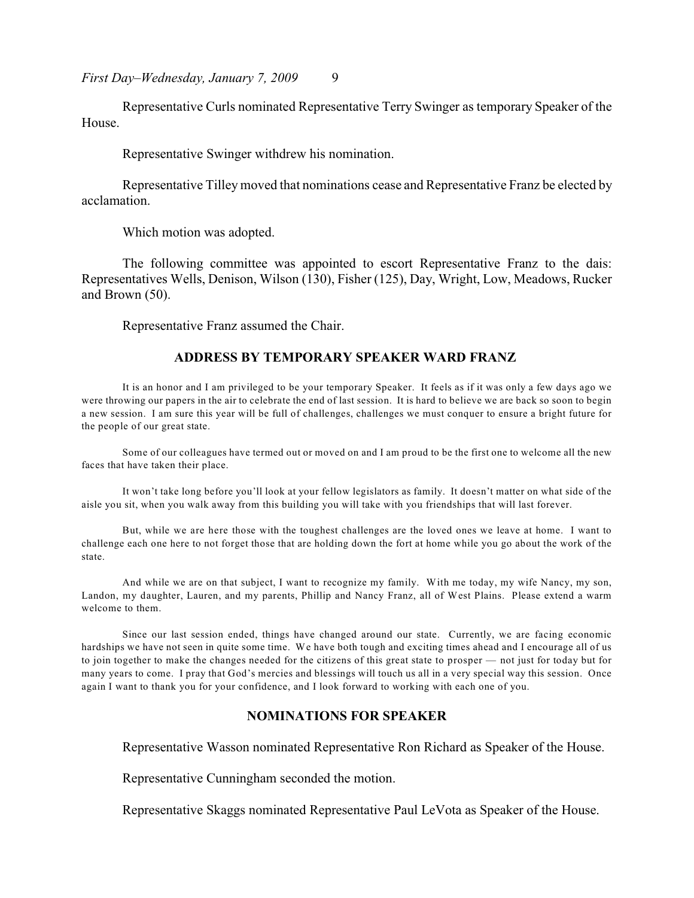Representative Curls nominated Representative Terry Swinger as temporary Speaker of the House.

Representative Swinger withdrew his nomination.

Representative Tilley moved that nominations cease and Representative Franz be elected by acclamation.

Which motion was adopted.

The following committee was appointed to escort Representative Franz to the dais: Representatives Wells, Denison, Wilson (130), Fisher (125), Day, Wright, Low, Meadows, Rucker and Brown (50).

Representative Franz assumed the Chair.

## ADDRESS BY TEMPORARY SPEAKER WARD FRANZ

It is an honor and I am privileged to be your temporary Speaker. It feels as if it was only a few days ago we were throwing our papers in the air to celebrate the end of last session. It is hard to believe we are back so soon to begin a new session. I am sure this year will be full of challenges, challenges we must conquer to ensure a bright future for the people of our great state.

Some of our colleagues have termed out or moved on and I am proud to be the first one to welcome all the new faces that have taken their place.

It won't take long before you'll look at your fellow legislators as family. It doesn't matter on what side of the aisle you sit, when you walk away from this building you will take with you friendships that will last forever.

But, while we are here those with the toughest challenges are the loved ones we leave at home. I want to challenge each one here to not forget those that are holding down the fort at home while you go about the work of the state.

And while we are on that subject, I want to recognize my family. With me today, my wife Nancy, my son, Landon, my daughter, Lauren, and my parents, Phillip and Nancy Franz, all of West Plains. Please extend a warm welcome to them.

Since our last session ended, things have changed around our state. Currently, we are facing economic hardships we have not seen in quite some time. We have both tough and exciting times ahead and I encourage all of us to join together to make the changes needed for the citizens of this great state to prosper — not just for today but for many years to come. I pray that God's mercies and blessings will touch us all in a very special way this session. Once again I want to thank you for your confidence, and I look forward to working with each one of you.

## NOMINATIONS FOR SPEAKER

Representative Wasson nominated Representative Ron Richard as Speaker of the House.

Representative Cunningham seconded the motion.

Representative Skaggs nominated Representative Paul LeVota as Speaker of the House.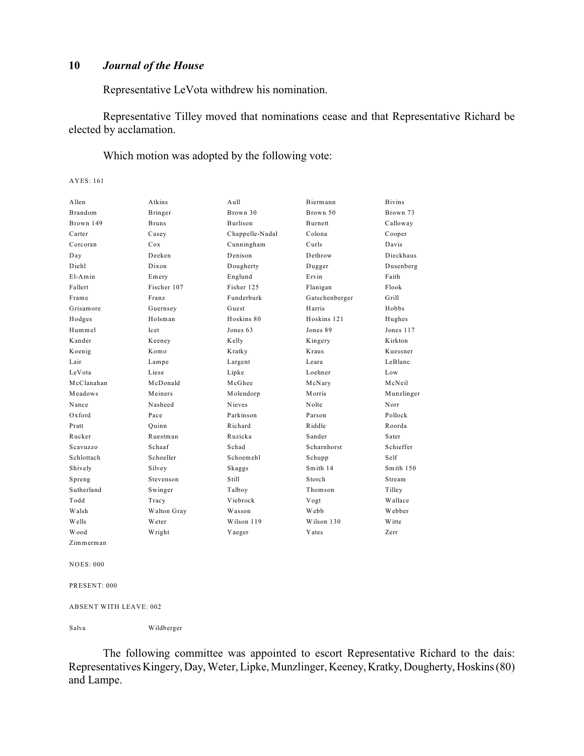Representative LeVota withdrew his nomination.

Representative Tilley moved that nominations cease and that Representative Richard be elected by acclamation.

Which motion was adopted by the following vote:

AYES: 161

| | | | | |
|---|---|---|---|---|
| Allen | Atkins | Aull | Biermann | Bivins |
| Brandom | Bringer | Brown 30 | Brown 50 | Brown 73 |
| Brown 149 | Bruns | Burlison | Burnett | Calloway |
| Carter | Casey | Chappelle-Nadal | Colona | Cooper |
| Corcoran | Cox | Cunningham | Curls | Davis |
| Day | Deeken | Denison | Dethrow | Dieckhaus |
| Diehl | Dixon | Dougherty | Dugger | Dusenberg |
| El-Amin | Emery | Englund | Ervin | Faith |
| Fallert | Fischer 107 | Fisher 125 | Flanigan | Flook |
| Frame | Franz | Funderburk | Gatschenberger | Grill |
| Grisamore | Guernsey | Guest | Harris | Hobbs |
| Hodges | Holsman | Hoskins 80 | Hoskins 121 | Hughes |
| Hummel | Icet | Jones 63 | Jones 89 | Jones 117 |
| Kander | Keeney | Kelly | Kingery | Kirkton |
| Koenig | Komo | Kratky | Kraus | Kuessner |
| Lair | Lampe | Largent | Leara | LeBlanc |
| LeVota | Liese | Lipke | Loehner | Low |
| McClanahan | McDonald | McGhee | McNary | McNeil |
| Meadows | Meiners | Molendorp | Morris | Munzlinger |
| Nance | Nasheed | Nieves | Nolte | Norr |
| Oxford | Pace | Parkinson | Parson | Pollock |
| Pratt | Quinn | Richard | Riddle | Roorda |
| Rucker | Ruestman | Ruzicka | Sander | Sater |
| Scavuzzo | Schaaf | Schad | Scharnhorst | Schieffer |
| Schlottach | Schoeller | Schoemehl | Schupp | Self |
| Shively | Silvey | Skaggs | Smith 14 | Smith 150 |
| Spreng | Stevenson | Still | Storch | Stream |
| Sutherland | Swinger | Talboy | Thomson | Tilley |
| Todd | Tracy | Viebrock | Vogt | Wallace |
| Walsh | Walton Gray | Wasson | Webb | Webber |
| Wells | Weter | Wilson 119 | Wilson 130 | Witte |
| Wood | Wright | Yaeger | Yates | Zerr |
| Zimmerman | | | | |

NOES: 000

PRESENT: 000

ABSENT WITH LEAVE: 002

| | |
|---|---|
| Salva | Wildberger |

The following committee was appointed to escort Representative Richard to the dais: Representatives Kingery, Day, Weter, Lipke, Munzlinger, Keeney, Kratky, Dougherty, Hoskins (80) and Lampe.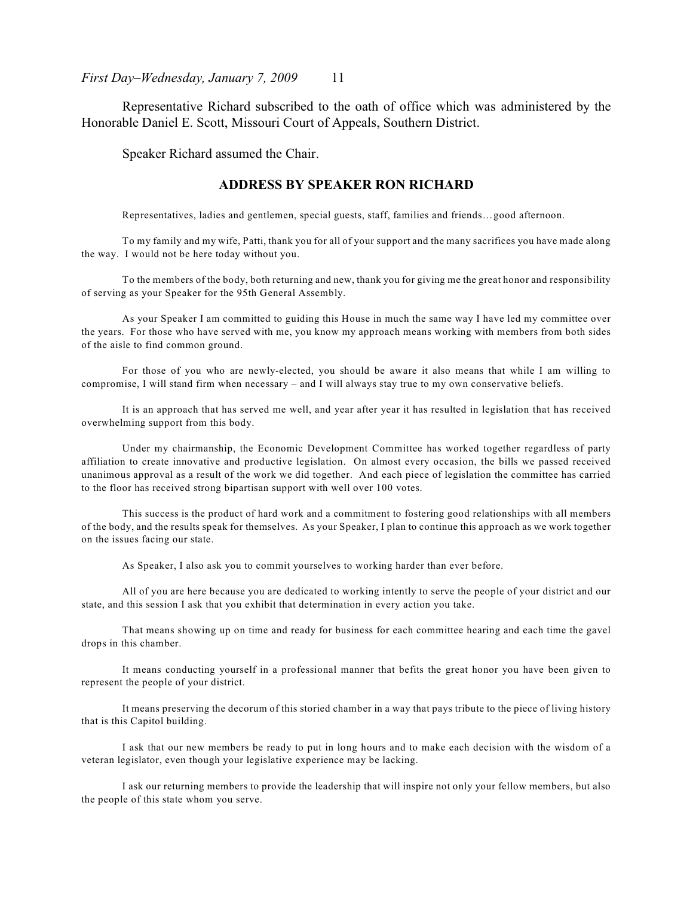Representative Richard subscribed to the oath of office which was administered by the Honorable Daniel E. Scott, Missouri Court of Appeals, Southern District.

Speaker Richard assumed the Chair.

## ADDRESS BY SPEAKER RON RICHARD

Representatives, ladies and gentlemen, special guests, staff, families and friends…good afternoon.

To my family and my wife, Patti, thank you for all of your support and the many sacrifices you have made along the way. I would not be here today without you.

To the members of the body, both returning and new, thank you for giving me the great honor and responsibility of serving as your Speaker for the 95th General Assembly.

As your Speaker I am committed to guiding this House in much the same way I have led my committee over the years. For those who have served with me, you know my approach means working with members from both sides of the aisle to find common ground.

For those of you who are newly-elected, you should be aware it also means that while I am willing to compromise, I will stand firm when necessary – and I will always stay true to my own conservative beliefs.

It is an approach that has served me well, and year after year it has resulted in legislation that has received overwhelming support from this body.

Under my chairmanship, the Economic Development Committee has worked together regardless of party affiliation to create innovative and productive legislation. On almost every occasion, the bills we passed received unanimous approval as a result of the work we did together. And each piece of legislation the committee has carried to the floor has received strong bipartisan support with well over 100 votes.

This success is the product of hard work and a commitment to fostering good relationships with all members of the body, and the results speak for themselves. As your Speaker, I plan to continue this approach as we work together on the issues facing our state.

As Speaker, I also ask you to commit yourselves to working harder than ever before.

All of you are here because you are dedicated to working intently to serve the people of your district and our state, and this session I ask that you exhibit that determination in every action you take.

That means showing up on time and ready for business for each committee hearing and each time the gavel drops in this chamber.

It means conducting yourself in a professional manner that befits the great honor you have been given to represent the people of your district.

It means preserving the decorum of this storied chamber in a way that pays tribute to the piece of living history that is this Capitol building.

I ask that our new members be ready to put in long hours and to make each decision with the wisdom of a veteran legislator, even though your legislative experience may be lacking.

I ask our returning members to provide the leadership that will inspire not only your fellow members, but also the people of this state whom you serve.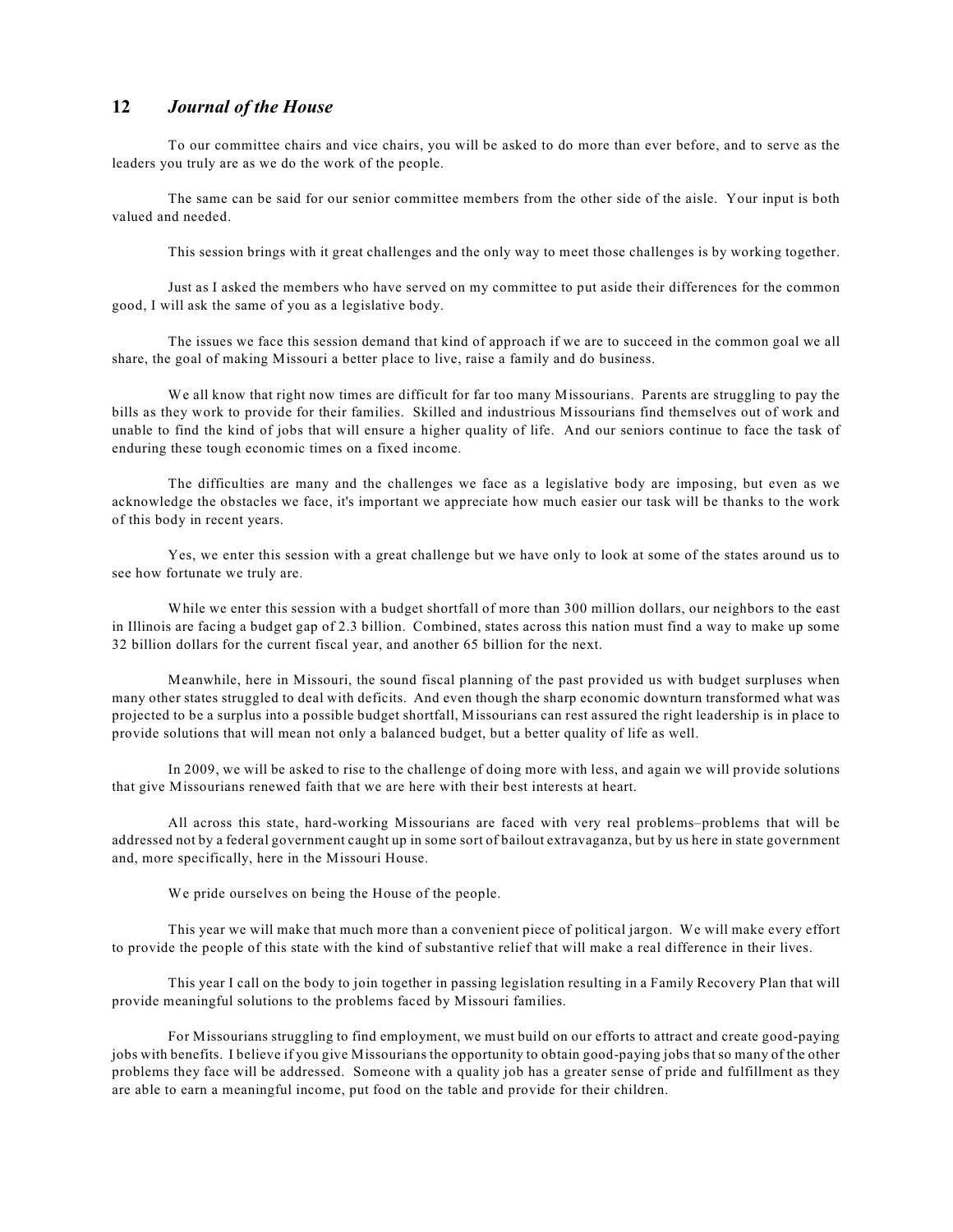To our committee chairs and vice chairs, you will be asked to do more than ever before, and to serve as the leaders you truly are as we do the work of the people.

The same can be said for our senior committee members from the other side of the aisle. Your input is both valued and needed.

This session brings with it great challenges and the only way to meet those challenges is by working together.

Just as I asked the members who have served on my committee to put aside their differences for the common good, I will ask the same of you as a legislative body.

The issues we face this session demand that kind of approach if we are to succeed in the common goal we all share, the goal of making Missouri a better place to live, raise a family and do business.

We all know that right now times are difficult for far too many Missourians. Parents are struggling to pay the bills as they work to provide for their families. Skilled and industrious Missourians find themselves out of work and unable to find the kind of jobs that will ensure a higher quality of life. And our seniors continue to face the task of enduring these tough economic times on a fixed income.

The difficulties are many and the challenges we face as a legislative body are imposing, but even as we acknowledge the obstacles we face, it's important we appreciate how much easier our task will be thanks to the work of this body in recent years.

Yes, we enter this session with a great challenge but we have only to look at some of the states around us to see how fortunate we truly are.

While we enter this session with a budget shortfall of more than 300 million dollars, our neighbors to the east in Illinois are facing a budget gap of 2.3 billion. Combined, states across this nation must find a way to make up some 32 billion dollars for the current fiscal year, and another 65 billion for the next.

Meanwhile, here in Missouri, the sound fiscal planning of the past provided us with budget surpluses when many other states struggled to deal with deficits. And even though the sharp economic downturn transformed what was projected to be a surplus into a possible budget shortfall, Missourians can rest assured the right leadership is in place to provide solutions that will mean not only a balanced budget, but a better quality of life as well.

In 2009, we will be asked to rise to the challenge of doing more with less, and again we will provide solutions that give Missourians renewed faith that we are here with their best interests at heart.

All across this state, hard-working Missourians are faced with very real problems–problems that will be addressed not by a federal government caught up in some sort of bailout extravaganza, but by us here in state government and, more specifically, here in the Missouri House.

We pride ourselves on being the House of the people.

This year we will make that much more than a convenient piece of political jargon. We will make every effort to provide the people of this state with the kind of substantive relief that will make a real difference in their lives.

This year I call on the body to join together in passing legislation resulting in a Family Recovery Plan that will provide meaningful solutions to the problems faced by Missouri families.

For Missourians struggling to find employment, we must build on our efforts to attract and create good-paying jobs with benefits. I believe if you give Missourians the opportunity to obtain good-paying jobs that so many of the other problems they face will be addressed. Someone with a quality job has a greater sense of pride and fulfillment as they are able to earn a meaningful income, put food on the table and provide for their children.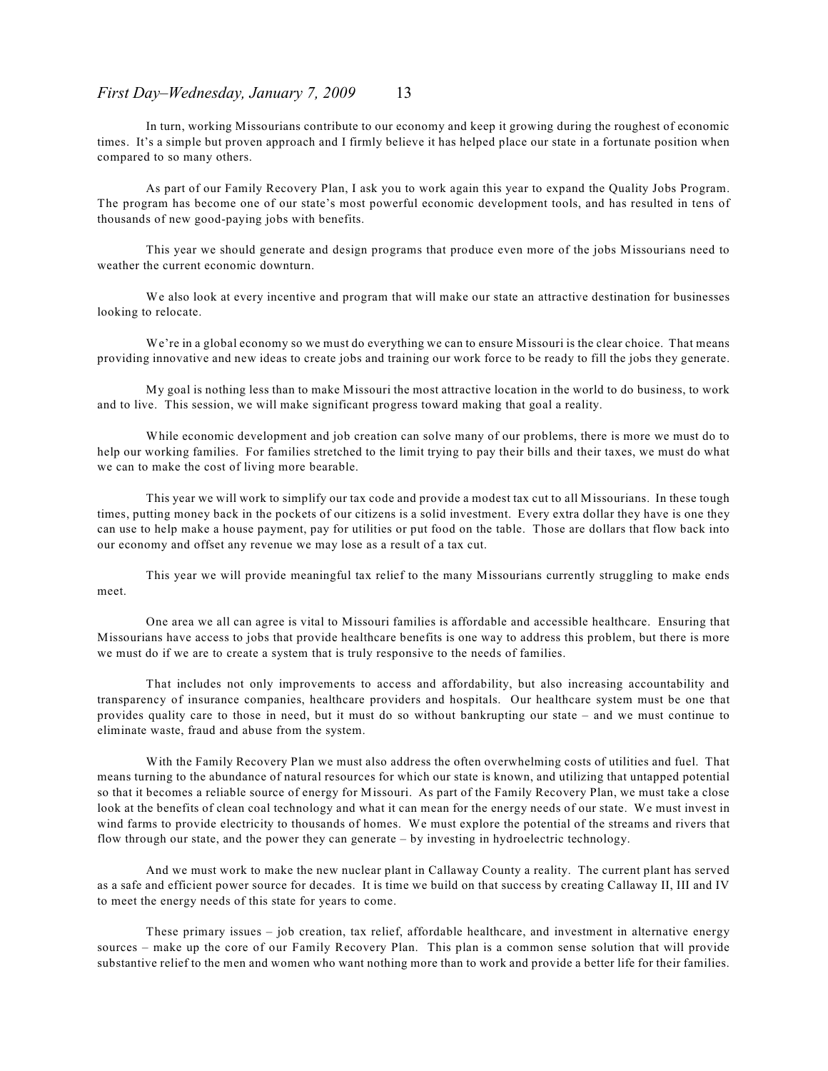In turn, working Missourians contribute to our economy and keep it growing during the roughest of economic times. It's a simple but proven approach and I firmly believe it has helped place our state in a fortunate position when compared to so many others.

As part of our Family Recovery Plan, I ask you to work again this year to expand the Quality Jobs Program. The program has become one of our state's most powerful economic development tools, and has resulted in tens of thousands of new good-paying jobs with benefits.

This year we should generate and design programs that produce even more of the jobs Missourians need to weather the current economic downturn.

We also look at every incentive and program that will make our state an attractive destination for businesses looking to relocate.

We're in a global economy so we must do everything we can to ensure Missouri is the clear choice. That means providing innovative and new ideas to create jobs and training our work force to be ready to fill the jobs they generate.

My goal is nothing less than to make Missouri the most attractive location in the world to do business, to work and to live. This session, we will make significant progress toward making that goal a reality.

While economic development and job creation can solve many of our problems, there is more we must do to help our working families. For families stretched to the limit trying to pay their bills and their taxes, we must do what we can to make the cost of living more bearable.

This year we will work to simplify our tax code and provide a modest tax cut to all Missourians. In these tough times, putting money back in the pockets of our citizens is a solid investment. Every extra dollar they have is one they can use to help make a house payment, pay for utilities or put food on the table. Those are dollars that flow back into our economy and offset any revenue we may lose as a result of a tax cut.

This year we will provide meaningful tax relief to the many Missourians currently struggling to make ends meet.

One area we all can agree is vital to Missouri families is affordable and accessible healthcare. Ensuring that Missourians have access to jobs that provide healthcare benefits is one way to address this problem, but there is more we must do if we are to create a system that is truly responsive to the needs of families.

That includes not only improvements to access and affordability, but also increasing accountability and transparency of insurance companies, healthcare providers and hospitals. Our healthcare system must be one that provides quality care to those in need, but it must do so without bankrupting our state – and we must continue to eliminate waste, fraud and abuse from the system.

With the Family Recovery Plan we must also address the often overwhelming costs of utilities and fuel. That means turning to the abundance of natural resources for which our state is known, and utilizing that untapped potential so that it becomes a reliable source of energy for Missouri. As part of the Family Recovery Plan, we must take a close look at the benefits of clean coal technology and what it can mean for the energy needs of our state. We must invest in wind farms to provide electricity to thousands of homes. We must explore the potential of the streams and rivers that flow through our state, and the power they can generate – by investing in hydroelectric technology.

And we must work to make the new nuclear plant in Callaway County a reality. The current plant has served as a safe and efficient power source for decades. It is time we build on that success by creating Callaway II, III and IV to meet the energy needs of this state for years to come.

These primary issues – job creation, tax relief, affordable healthcare, and investment in alternative energy sources – make up the core of our Family Recovery Plan. This plan is a common sense solution that will provide substantive relief to the men and women who want nothing more than to work and provide a better life for their families.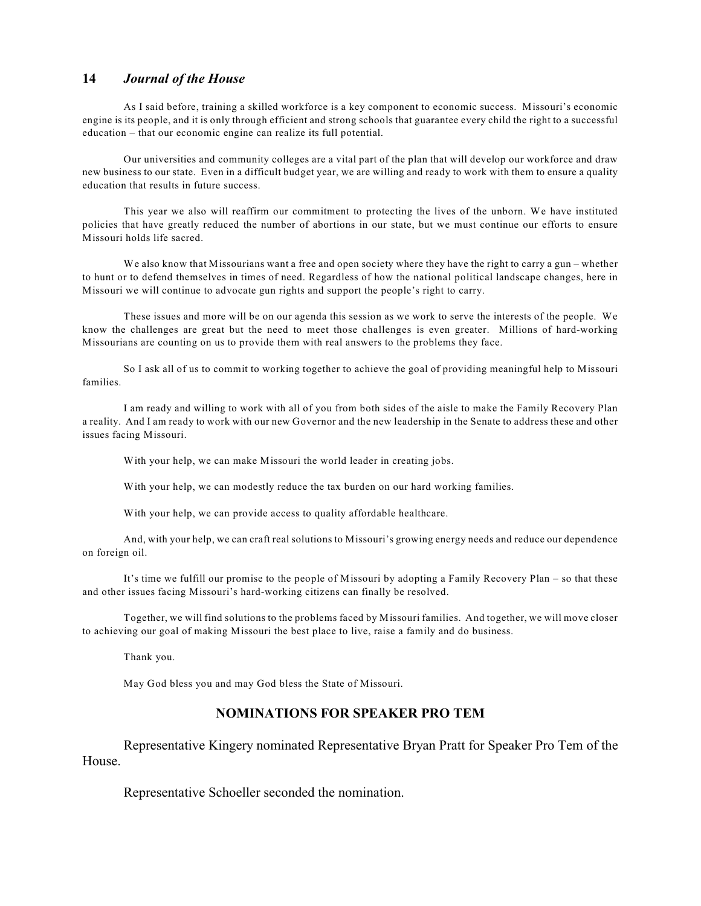As I said before, training a skilled workforce is a key component to economic success. Missouri's economic engine is its people, and it is only through efficient and strong schools that guarantee every child the right to a successful education – that our economic engine can realize its full potential.

Our universities and community colleges are a vital part of the plan that will develop our workforce and draw new business to our state. Even in a difficult budget year, we are willing and ready to work with them to ensure a quality education that results in future success.

This year we also will reaffirm our commitment to protecting the lives of the unborn. We have instituted policies that have greatly reduced the number of abortions in our state, but we must continue our efforts to ensure Missouri holds life sacred.

We also know that Missourians want a free and open society where they have the right to carry a gun – whether to hunt or to defend themselves in times of need. Regardless of how the national political landscape changes, here in Missouri we will continue to advocate gun rights and support the people's right to carry.

These issues and more will be on our agenda this session as we work to serve the interests of the people. We know the challenges are great but the need to meet those challenges is even greater. Millions of hard-working Missourians are counting on us to provide them with real answers to the problems they face.

So I ask all of us to commit to working together to achieve the goal of providing meaningful help to Missouri families.

I am ready and willing to work with all of you from both sides of the aisle to make the Family Recovery Plan a reality. And I am ready to work with our new Governor and the new leadership in the Senate to address these and other issues facing Missouri.

With your help, we can make Missouri the world leader in creating jobs.

With your help, we can modestly reduce the tax burden on our hard working families.

With your help, we can provide access to quality affordable healthcare.

And, with your help, we can craft real solutions to Missouri's growing energy needs and reduce our dependence on foreign oil.

It's time we fulfill our promise to the people of Missouri by adopting a Family Recovery Plan – so that these and other issues facing Missouri's hard-working citizens can finally be resolved.

Together, we will find solutions to the problems faced by Missouri families. And together, we will move closer to achieving our goal of making Missouri the best place to live, raise a family and do business.

Thank you.

May God bless you and may God bless the State of Missouri.

## NOMINATIONS FOR SPEAKER PRO TEM

Representative Kingery nominated Representative Bryan Pratt for Speaker Pro Tem of the House.

Representative Schoeller seconded the nomination.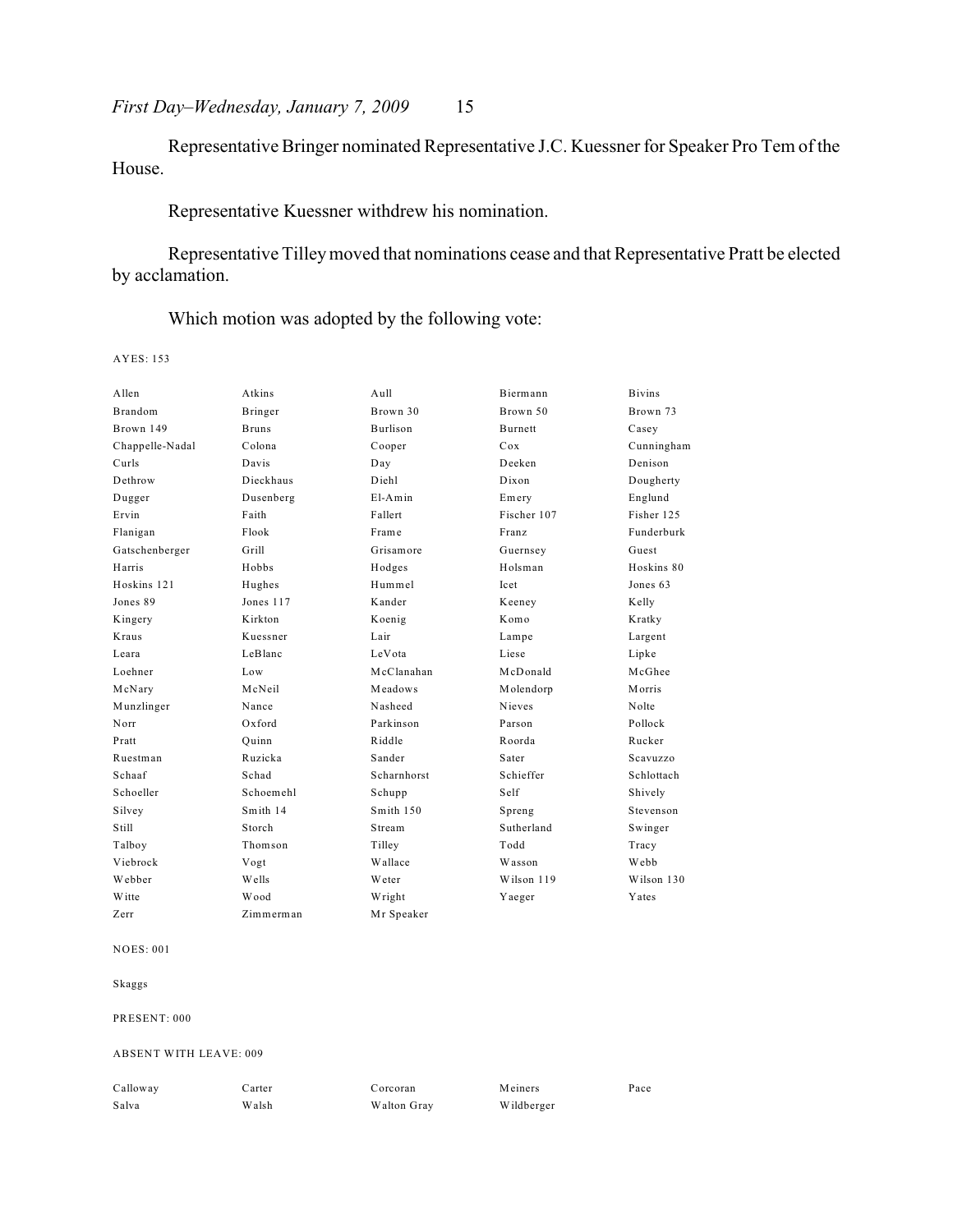Representative Bringer nominated Representative J.C. Kuessner for Speaker Pro Tem of the House.

Representative Kuessner withdrew his nomination.

Representative Tilley moved that nominations cease and that Representative Pratt be elected by acclamation.

Which motion was adopted by the following vote:

AYES: 153

| | | | | |
|---|---|---|---|---|
| Allen | Atkins | Aull | Biermann | Bivins |
| Brandom | Bringer | Brown 30 | Brown 50 | Brown 73 |
| Brown 149 | Bruns | Burlison | Burnett | Casey |
| Chappelle-Nadal | Colona | Cooper | Cox | Cunningham |
| Curls | Davis | Day | Deeken | Denison |
| Dethrow | Dieckhaus | Diehl | Dixon | Dougherty |
| Dugger | Dusenberg | El-Amin | Emery | Englund |
| Ervin | Faith | Fallert | Fischer 107 | Fisher 125 |
| Flanigan | Flook | Frame | Franz | Funderburk |
| Gatschenberger | Grill | Grisamore | Guernsey | Guest |
| Harris | Hobbs | Hodges | Holsman | Hoskins 80 |
| Hoskins 121 | Hughes | Hummel | Icet | Jones 63 |
| Jones 89 | Jones 117 | Kander | Keeney | Kelly |
| Kingery | Kirkton | Koenig | Komo | Kratky |
| Kraus | Kuessner | Lair | Lampe | Largent |
| Leara | LeBlanc | LeVota | Liese | Lipke |
| Loehner | Low | McClanahan | McDonald | McGhee |
| McNary | McNeil | Meadows | Molendorp | Morris |
| Munzlinger | Nance | Nasheed | Nieves | Nolte |
| Norr | Oxford | Parkinson | Parson | Pollock |
| Pratt | Quinn | Riddle | Roorda | Rucker |
| Ruestman | Ruzicka | Sander | Sater | Scavuzzo |
| Schaaf | Schad | Scharnhorst | Schieffer | Schlottach |
| Schoeller | Schoemehl | Schupp | Self | Shively |
| Silvey | Smith 14 | Smith 150 | Spreng | Stevenson |
| Still | Storch | Stream | Sutherland | Swinger |
| Talboy | Thomson | Tilley | Todd | Tracy |
| Viebrock | Vogt | Wallace | Wasson | Webb |
| Webber | Wells | Weter | Wilson 119 | Wilson 130 |
| Witte | Wood | Wright | Yaeger | Yates |
| Zerr | Zimmerman | Mr Speaker | | |

NOES: 001

Skaggs

PRESENT: 000

ABSENT WITH LEAVE: 009

| | | | | |
|---|---|---|---|---|
| Calloway | Carter | Corcoran | Meiners | Pace |
| Salva | Walsh | Walton Gray | Wildberger | |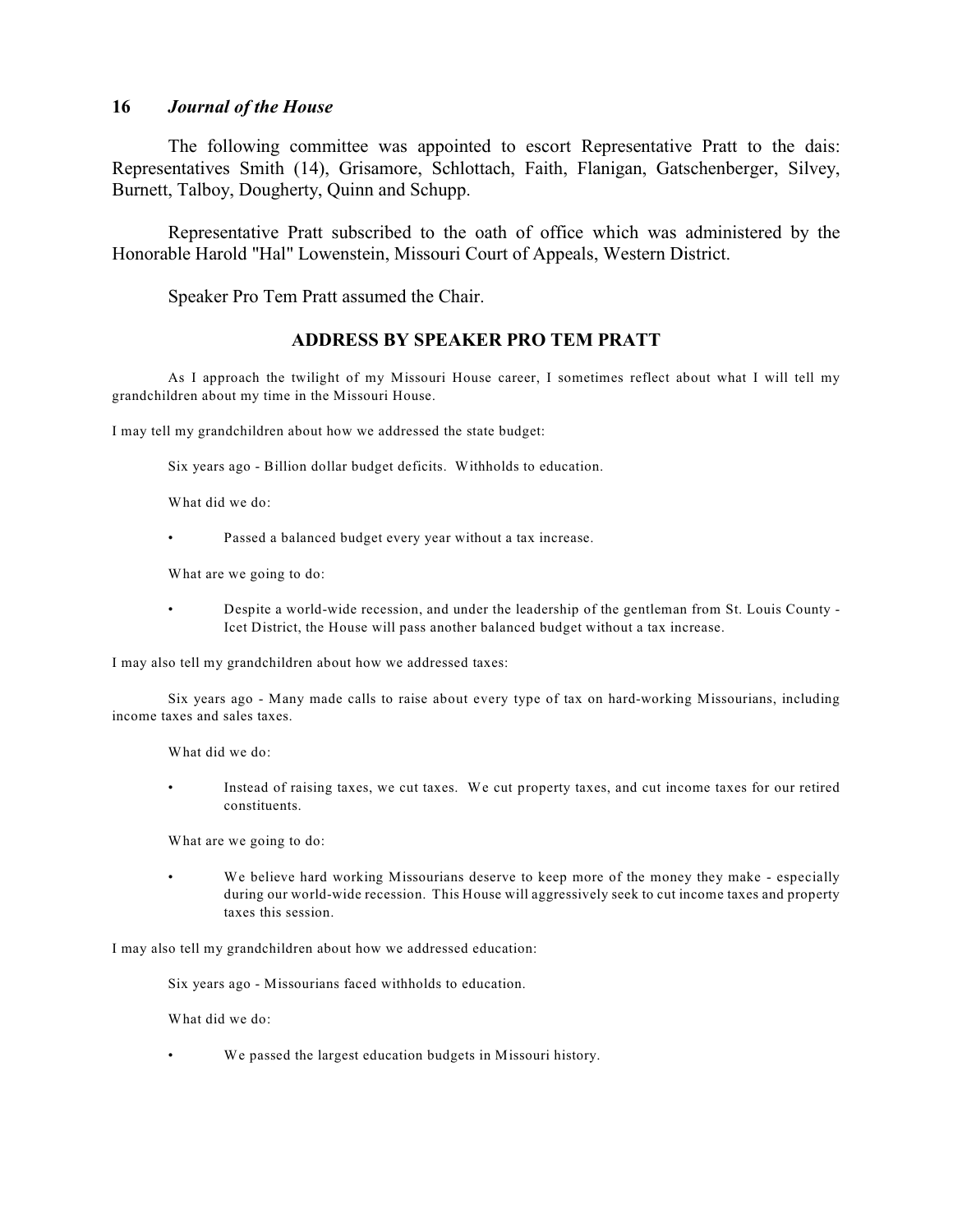The following committee was appointed to escort Representative Pratt to the dais: Representatives Smith (14), Grisamore, Schlottach, Faith, Flanigan, Gatschenberger, Silvey, Burnett, Talboy, Dougherty, Quinn and Schupp.

Representative Pratt subscribed to the oath of office which was administered by the Honorable Harold "Hal" Lowenstein, Missouri Court of Appeals, Western District.

Speaker Pro Tem Pratt assumed the Chair.

## ADDRESS BY SPEAKER PRO TEM PRATT

As I approach the twilight of my Missouri House career, I sometimes reflect about what I will tell my grandchildren about my time in the Missouri House.

I may tell my grandchildren about how we addressed the state budget:

Six years ago - Billion dollar budget deficits. Withholds to education.

What did we do:

- Passed a balanced budget every year without a tax increase.

What are we going to do:

- Despite a world-wide recession, and under the leadership of the gentleman from St. Louis County - Icet District, the House will pass another balanced budget without a tax increase.

I may also tell my grandchildren about how we addressed taxes:

Six years ago - Many made calls to raise about every type of tax on hard-working Missourians, including income taxes and sales taxes.

What did we do:

- Instead of raising taxes, we cut taxes. We cut property taxes, and cut income taxes for our retired constituents.

What are we going to do:

- We believe hard working Missourians deserve to keep more of the money they make - especially during our world-wide recession. This House will aggressively seek to cut income taxes and property taxes this session.

I may also tell my grandchildren about how we addressed education:

Six years ago - Missourians faced withholds to education.

What did we do:

- We passed the largest education budgets in Missouri history.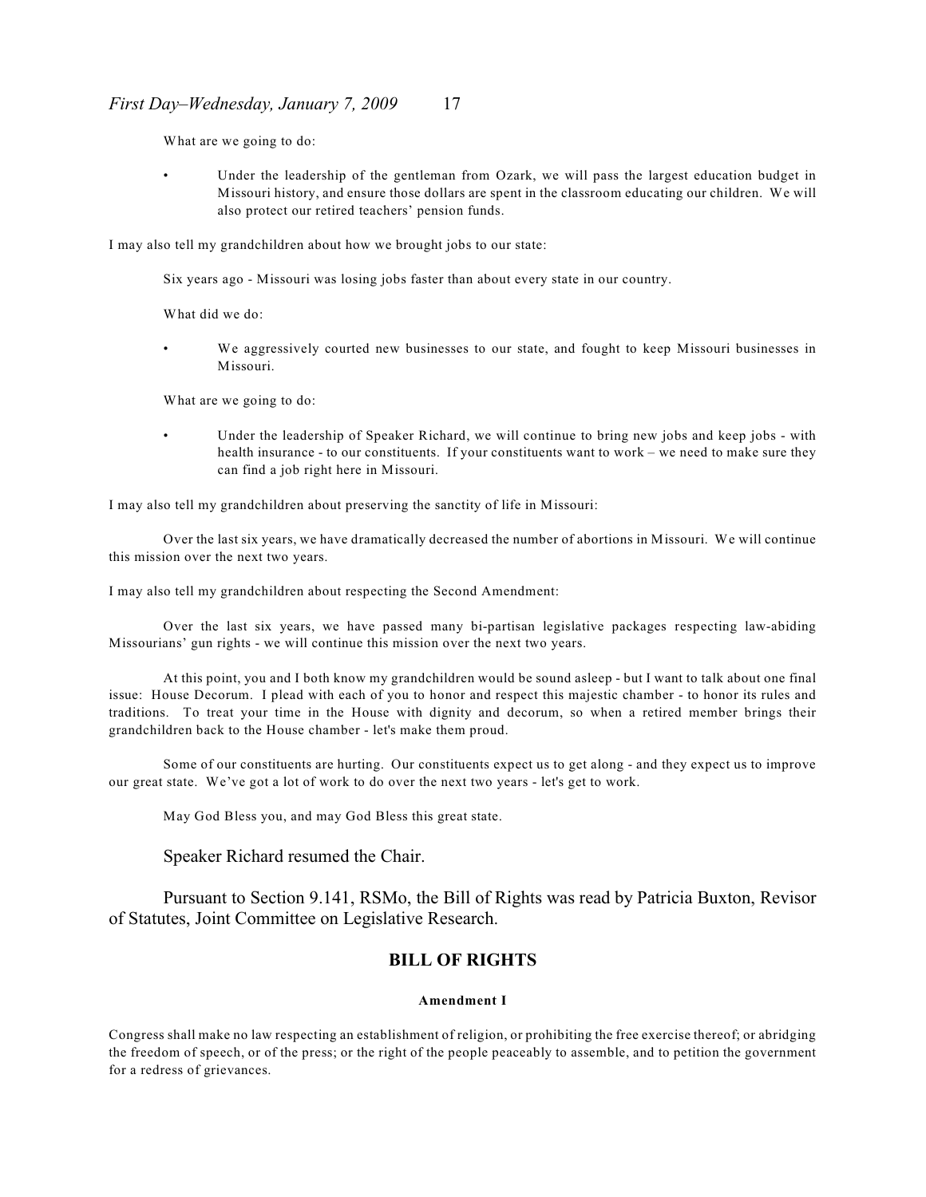What are we going to do:

- Under the leadership of the gentleman from Ozark, we will pass the largest education budget in Missouri history, and ensure those dollars are spent in the classroom educating our children. We will also protect our retired teachers' pension funds.

I may also tell my grandchildren about how we brought jobs to our state:

Six years ago - Missouri was losing jobs faster than about every state in our country.

What did we do:

- We aggressively courted new businesses to our state, and fought to keep Missouri businesses in Missouri.

What are we going to do:

- Under the leadership of Speaker Richard, we will continue to bring new jobs and keep jobs - with health insurance - to our constituents. If your constituents want to work – we need to make sure they can find a job right here in Missouri.

I may also tell my grandchildren about preserving the sanctity of life in Missouri:

Over the last six years, we have dramatically decreased the number of abortions in Missouri. We will continue this mission over the next two years.

I may also tell my grandchildren about respecting the Second Amendment:

Over the last six years, we have passed many bi-partisan legislative packages respecting law-abiding Missourians' gun rights - we will continue this mission over the next two years.

At this point, you and I both know my grandchildren would be sound asleep - but I want to talk about one final issue: House Decorum. I plead with each of you to honor and respect this majestic chamber - to honor its rules and traditions. To treat your time in the House with dignity and decorum, so when a retired member brings their grandchildren back to the House chamber - let's make them proud.

Some of our constituents are hurting. Our constituents expect us to get along - and they expect us to improve our great state. We've got a lot of work to do over the next two years - let's get to work.

May God Bless you, and may God Bless this great state.

Speaker Richard resumed the Chair.

Pursuant to Section 9.141, RSMo, the Bill of Rights was read by Patricia Buxton, Revisor of Statutes, Joint Committee on Legislative Research.

## BILL OF RIGHTS

#### Amendment I

Congress shall make no law respecting an establishment of religion, or prohibiting the free exercise thereof; or abridging the freedom of speech, or of the press; or the right of the people peaceably to assemble, and to petition the government for a redress of grievances.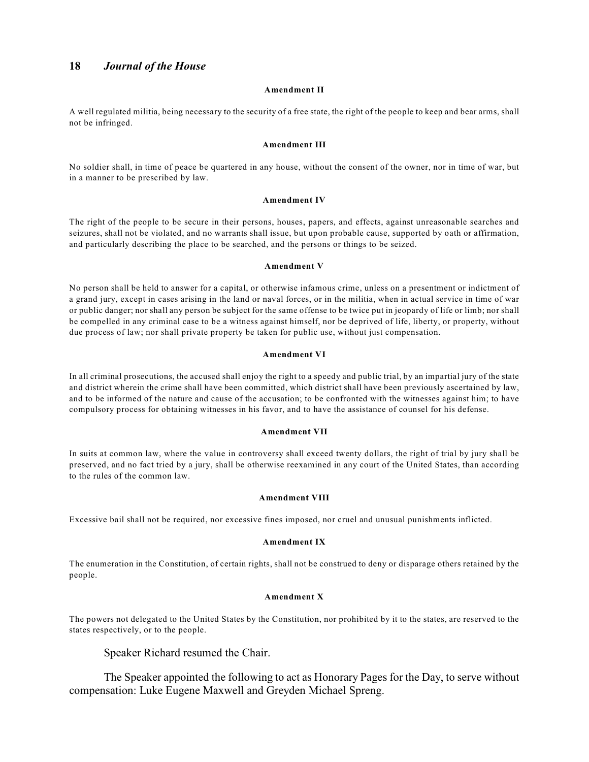#### Amendment II

A well regulated militia, being necessary to the security of a free state, the right of the people to keep and bear arms, shall not be infringed.

#### Amendment III

No soldier shall, in time of peace be quartered in any house, without the consent of the owner, nor in time of war, but in a manner to be prescribed by law.

#### Amendment IV

The right of the people to be secure in their persons, houses, papers, and effects, against unreasonable searches and seizures, shall not be violated, and no warrants shall issue, but upon probable cause, supported by oath or affirmation, and particularly describing the place to be searched, and the persons or things to be seized.

#### Amendment V

No person shall be held to answer for a capital, or otherwise infamous crime, unless on a presentment or indictment of a grand jury, except in cases arising in the land or naval forces, or in the militia, when in actual service in time of war or public danger; nor shall any person be subject for the same offense to be twice put in jeopardy of life or limb; nor shall be compelled in any criminal case to be a witness against himself, nor be deprived of life, liberty, or property, without due process of law; nor shall private property be taken for public use, without just compensation.

#### Amendment VI

In all criminal prosecutions, the accused shall enjoy the right to a speedy and public trial, by an impartial jury of the state and district wherein the crime shall have been committed, which district shall have been previously ascertained by law, and to be informed of the nature and cause of the accusation; to be confronted with the witnesses against him; to have compulsory process for obtaining witnesses in his favor, and to have the assistance of counsel for his defense.

#### Amendment VII

In suits at common law, where the value in controversy shall exceed twenty dollars, the right of trial by jury shall be preserved, and no fact tried by a jury, shall be otherwise reexamined in any court of the United States, than according to the rules of the common law.

#### Amendment VIII

Excessive bail shall not be required, nor excessive fines imposed, nor cruel and unusual punishments inflicted.

#### Amendment IX

The enumeration in the Constitution, of certain rights, shall not be construed to deny or disparage others retained by the people.

#### Amendment X

The powers not delegated to the United States by the Constitution, nor prohibited by it to the states, are reserved to the states respectively, or to the people.

Speaker Richard resumed the Chair.

The Speaker appointed the following to act as Honorary Pages for the Day, to serve without compensation: Luke Eugene Maxwell and Greyden Michael Spreng.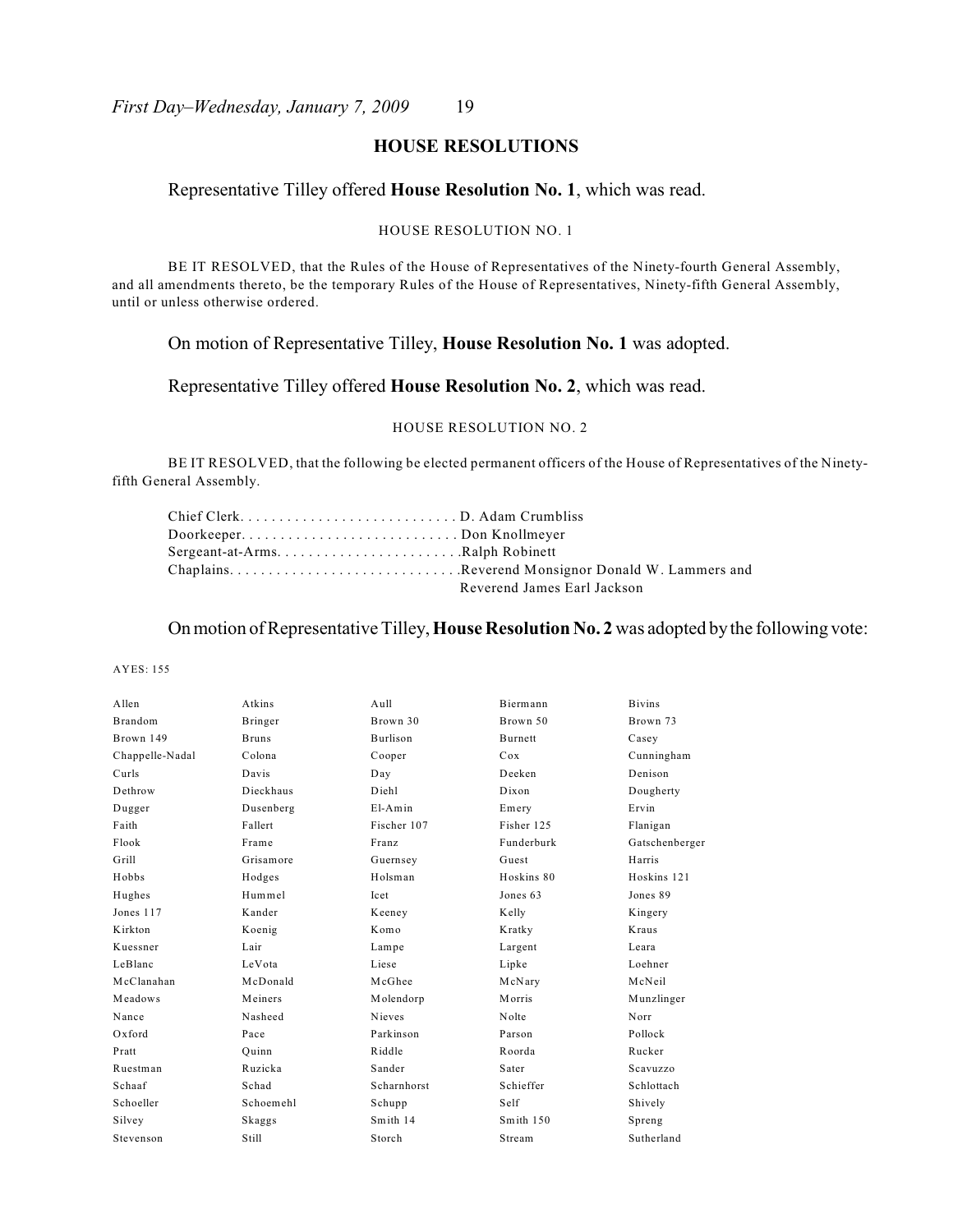## HOUSE RESOLUTIONS

Representative Tilley offered **House Resolution No. 1**, which was read.

HOUSE RESOLUTION NO. 1

BE IT RESOLVED, that the Rules of the House of Representatives of the Ninety-fourth General Assembly, and all amendments thereto, be the temporary Rules of the House of Representatives, Ninety-fifth General Assembly, until or unless otherwise ordered.

On motion of Representative Tilley, **House Resolution No. 1** was adopted.

Representative Tilley offered **House Resolution No. 2**, which was read.

HOUSE RESOLUTION NO. 2

BE IT RESOLVED, that the following be elected permanent officers of the House of Representatives of the Ninety-fifth General Assembly.

Chief Clerk. . . . . . . . . . . . . . . . . . . . . . . . . . . . D. Adam Crumbliss
Doorkeeper. . . . . . . . . . . . . . . . . . . . . . . . . . . . Don Knollmeyer
Sergeant-at-Arms. . . . . . . . . . . . . . . . . . . . . . . .Ralph Robinett
Chaplains. . . . . . . . . . . . . . . . . . . . . . . . . . . . .Reverend Monsignor Donald W. Lammers and Reverend James Earl Jackson

On motion of Representative Tilley, **House Resolution No. 2** was adopted by the following vote:

AYES: 155

| | | | | |
|---|---|---|---|---|
| Allen | Atkins | Aull | Biermann | Bivins |
| Brandom | Bringer | Brown 30 | Brown 50 | Brown 73 |
| Brown 149 | Bruns | Burlison | Burnett | Casey |
| Chappelle-Nadal | Colona | Cooper | Cox | Cunningham |
| Curls | Davis | Day | Deeken | Denison |
| Dethrow | Dieckhaus | Diehl | Dixon | Dougherty |
| Dugger | Dusenberg | El-Amin | Emery | Ervin |
| Faith | Fallert | Fischer 107 | Fisher 125 | Flanigan |
| Flook | Frame | Franz | Funderburk | Gatschenberger |
| Grill | Grisamore | Guernsey | Guest | Harris |
| Hobbs | Hodges | Holsman | Hoskins 80 | Hoskins 121 |
| Hughes | Hummel | Icet | Jones 63 | Jones 89 |
| Jones 117 | Kander | Keeney | Kelly | Kingery |
| Kirkton | Koenig | Komo | Kratky | Kraus |
| Kuessner | Lair | Lampe | Largent | Leara |
| LeBlanc | LeVota | Liese | Lipke | Loehner |
| McClanahan | McDonald | McGhee | McNary | McNeil |
| Meadows | Meiners | Molendorp | Morris | Munzlinger |
| Nance | Nasheed | Nieves | Nolte | Norr |
| Oxford | Pace | Parkinson | Parson | Pollock |
| Pratt | Quinn | Riddle | Roorda | Rucker |
| Ruestman | Ruzicka | Sander | Sater | Scavuzzo |
| Schaaf | Schad | Scharnhorst | Schieffer | Schlottach |
| Schoeller | Schoemehl | Schupp | Self | Shively |
| Silvey | Skaggs | Smith 14 | Smith 150 | Spreng |
| Stevenson | Still | Storch | Stream | Sutherland |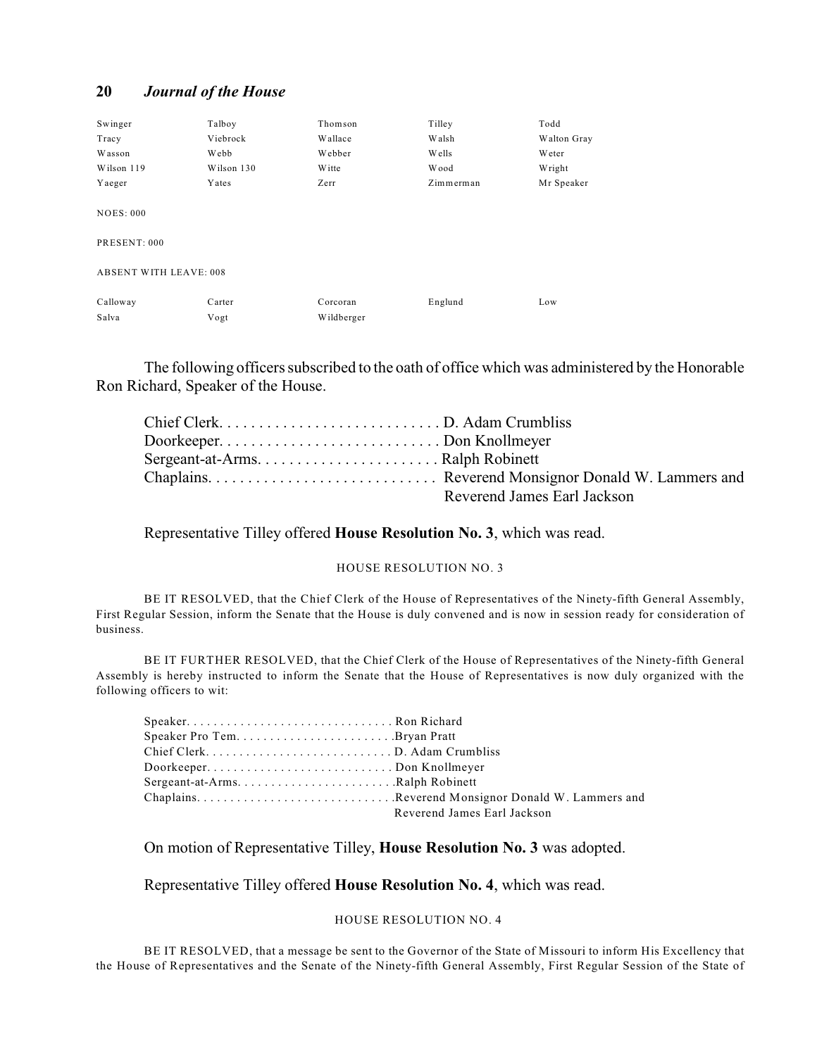| | | | | |
|---|---|---|---|---|
| Swinger | Talboy | Thomson | Tilley | Todd |
| Tracy | Viebrock | Wallace | Walsh | Walton Gray |
| Wasson | Webb | Webber | Wells | Weter |
| Wilson 119 | Wilson 130 | Witte | Wood | Wright |
| Yaeger | Yates | Zerr | Zimmerman | Mr Speaker |

NOES: 000

PRESENT: 000

ABSENT WITH LEAVE: 008

| | | | | |
|---|---|---|---|---|
| Calloway | Carter | Corcoran | Englund | Low |
| Salva | Vogt | Wildberger | | |

The following officers subscribed to the oath of office which was administered by the Honorable Ron Richard, Speaker of the House.

Chief Clerk. . . . . . . . . . . . . . . . . . . . . . . . . . . . D. Adam Crumbliss
Doorkeeper. . . . . . . . . . . . . . . . . . . . . . . . . . . . Don Knollmeyer
Sergeant-at-Arms. . . . . . . . . . . . . . . . . . . . . . . Ralph Robinett
Chaplains. . . . . . . . . . . . . . . . . . . . . . . . . . . . Reverend Monsignor Donald W. Lammers and Reverend James Earl Jackson

Representative Tilley offered **House Resolution No. 3**, which was read.

HOUSE RESOLUTION NO. 3

BE IT RESOLVED, that the Chief Clerk of the House of Representatives of the Ninety-fifth General Assembly, First Regular Session, inform the Senate that the House is duly convened and is now in session ready for consideration of business.

BE IT FURTHER RESOLVED, that the Chief Clerk of the House of Representatives of the Ninety-fifth General Assembly is hereby instructed to inform the Senate that the House of Representatives is now duly organized with the following officers to wit:

Speaker. . . . . . . . . . . . . . . . . . . . . . . . . . . . . . . Ron Richard
Speaker Pro Tem. . . . . . . . . . . . . . . . . . . . . . . .Bryan Pratt
Chief Clerk. . . . . . . . . . . . . . . . . . . . . . . . . . . . D. Adam Crumbliss
Doorkeeper. . . . . . . . . . . . . . . . . . . . . . . . . . . . Don Knollmeyer
Sergeant-at-Arms. . . . . . . . . . . . . . . . . . . . . . . .Ralph Robinett
Chaplains. . . . . . . . . . . . . . . . . . . . . . . . . . . . .Reverend Monsignor Donald W. Lammers and Reverend James Earl Jackson

On motion of Representative Tilley, **House Resolution No. 3** was adopted.

Representative Tilley offered **House Resolution No. 4**, which was read.

HOUSE RESOLUTION NO. 4

BE IT RESOLVED, that a message be sent to the Governor of the State of Missouri to inform His Excellency that the House of Representatives and the Senate of the Ninety-fifth General Assembly, First Regular Session of the State of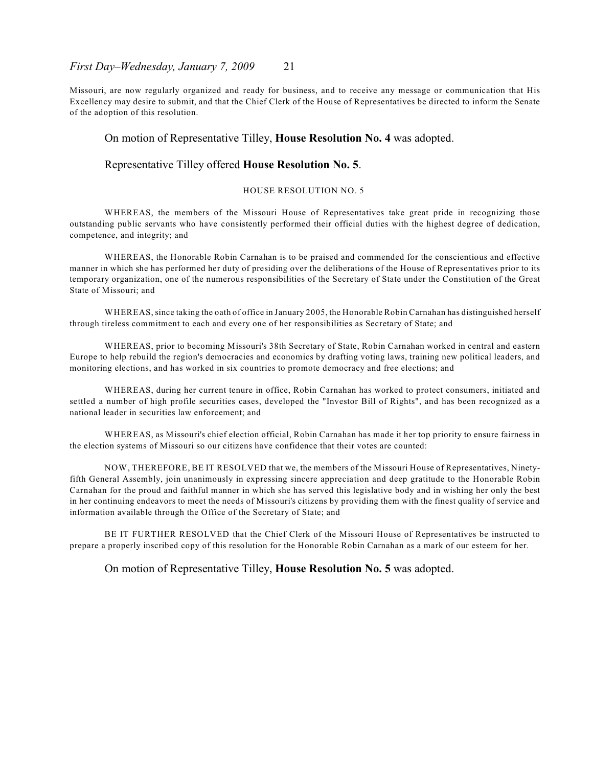Missouri, are now regularly organized and ready for business, and to receive any message or communication that His Excellency may desire to submit, and that the Chief Clerk of the House of Representatives be directed to inform the Senate of the adoption of this resolution.

On motion of Representative Tilley, **House Resolution No. 4** was adopted.

Representative Tilley offered **House Resolution No. 5**.

HOUSE RESOLUTION NO. 5

WHEREAS, the members of the Missouri House of Representatives take great pride in recognizing those outstanding public servants who have consistently performed their official duties with the highest degree of dedication, competence, and integrity; and

WHEREAS, the Honorable Robin Carnahan is to be praised and commended for the conscientious and effective manner in which she has performed her duty of presiding over the deliberations of the House of Representatives prior to its temporary organization, one of the numerous responsibilities of the Secretary of State under the Constitution of the Great State of Missouri; and

WHEREAS, since taking the oath of office in January 2005, the Honorable Robin Carnahan has distinguished herself through tireless commitment to each and every one of her responsibilities as Secretary of State; and

WHEREAS, prior to becoming Missouri's 38th Secretary of State, Robin Carnahan worked in central and eastern Europe to help rebuild the region's democracies and economics by drafting voting laws, training new political leaders, and monitoring elections, and has worked in six countries to promote democracy and free elections; and

WHEREAS, during her current tenure in office, Robin Carnahan has worked to protect consumers, initiated and settled a number of high profile securities cases, developed the "Investor Bill of Rights", and has been recognized as a national leader in securities law enforcement; and

WHEREAS, as Missouri's chief election official, Robin Carnahan has made it her top priority to ensure fairness in the election systems of Missouri so our citizens have confidence that their votes are counted:

NOW, THEREFORE, BE IT RESOLVED that we, the members of the Missouri House of Representatives, Ninety-fifth General Assembly, join unanimously in expressing sincere appreciation and deep gratitude to the Honorable Robin Carnahan for the proud and faithful manner in which she has served this legislative body and in wishing her only the best in her continuing endeavors to meet the needs of Missouri's citizens by providing them with the finest quality of service and information available through the Office of the Secretary of State; and

BE IT FURTHER RESOLVED that the Chief Clerk of the Missouri House of Representatives be instructed to prepare a properly inscribed copy of this resolution for the Honorable Robin Carnahan as a mark of our esteem for her.

On motion of Representative Tilley, **House Resolution No. 5** was adopted.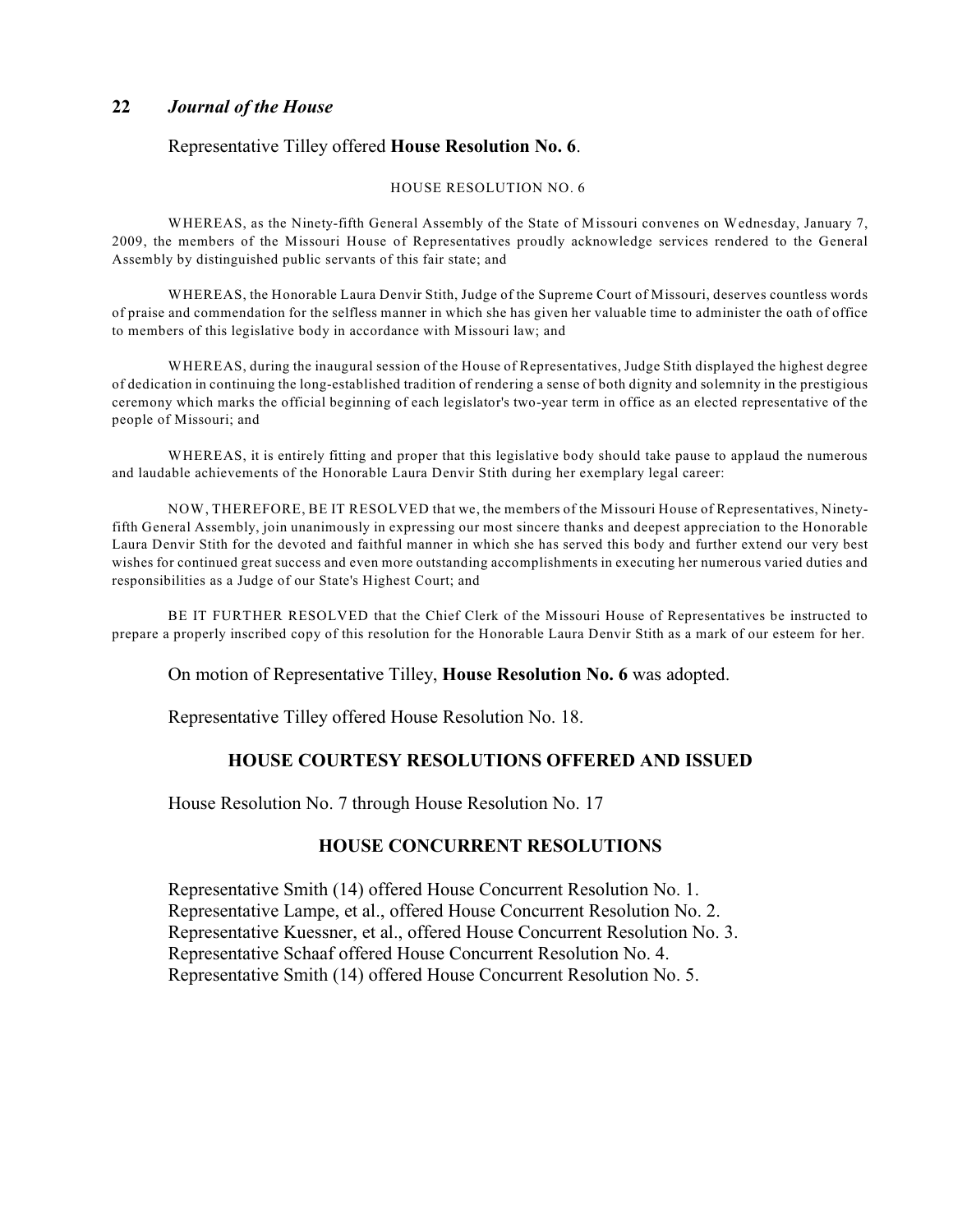Representative Tilley offered **House Resolution No. 6**.

HOUSE RESOLUTION NO. 6

WHEREAS, as the Ninety-fifth General Assembly of the State of Missouri convenes on Wednesday, January 7, 2009, the members of the Missouri House of Representatives proudly acknowledge services rendered to the General Assembly by distinguished public servants of this fair state; and

WHEREAS, the Honorable Laura Denvir Stith, Judge of the Supreme Court of Missouri, deserves countless words of praise and commendation for the selfless manner in which she has given her valuable time to administer the oath of office to members of this legislative body in accordance with Missouri law; and

WHEREAS, during the inaugural session of the House of Representatives, Judge Stith displayed the highest degree of dedication in continuing the long-established tradition of rendering a sense of both dignity and solemnity in the prestigious ceremony which marks the official beginning of each legislator's two-year term in office as an elected representative of the people of Missouri; and

WHEREAS, it is entirely fitting and proper that this legislative body should take pause to applaud the numerous and laudable achievements of the Honorable Laura Denvir Stith during her exemplary legal career:

NOW, THEREFORE, BE IT RESOLVED that we, the members of the Missouri House of Representatives, Ninety-fifth General Assembly, join unanimously in expressing our most sincere thanks and deepest appreciation to the Honorable Laura Denvir Stith for the devoted and faithful manner in which she has served this body and further extend our very best wishes for continued great success and even more outstanding accomplishments in executing her numerous varied duties and responsibilities as a Judge of our State's Highest Court; and

BE IT FURTHER RESOLVED that the Chief Clerk of the Missouri House of Representatives be instructed to prepare a properly inscribed copy of this resolution for the Honorable Laura Denvir Stith as a mark of our esteem for her.

On motion of Representative Tilley, **House Resolution No. 6** was adopted.

Representative Tilley offered House Resolution No. 18.

## HOUSE COURTESY RESOLUTIONS OFFERED AND ISSUED

House Resolution No. 7 through House Resolution No. 17

## HOUSE CONCURRENT RESOLUTIONS

Representative Smith (14) offered House Concurrent Resolution No. 1.
Representative Lampe, et al., offered House Concurrent Resolution No. 2.
Representative Kuessner, et al., offered House Concurrent Resolution No. 3.
Representative Schaaf offered House Concurrent Resolution No. 4.
Representative Smith (14) offered House Concurrent Resolution No. 5.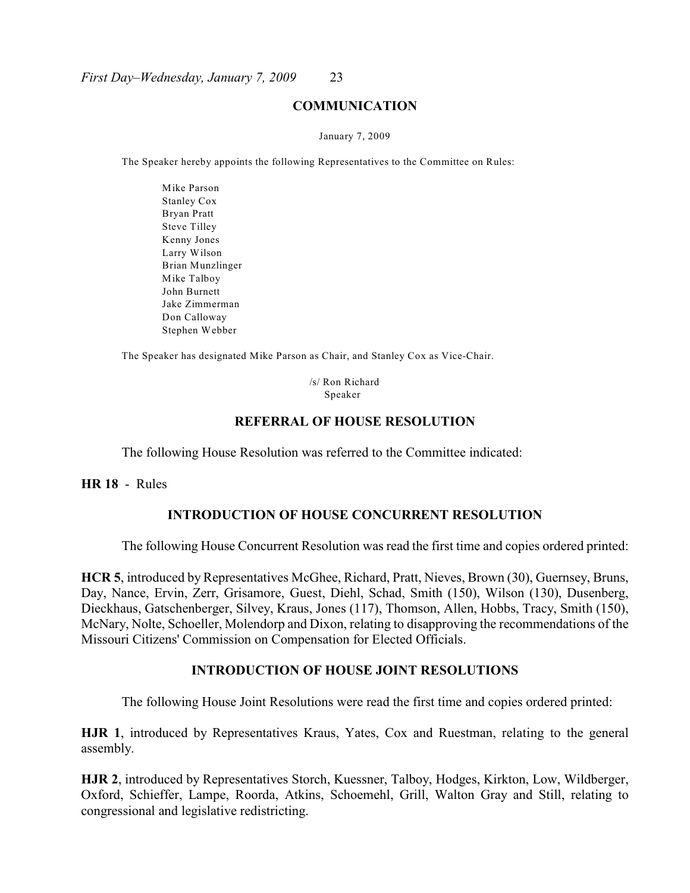## COMMUNICATION

January 7, 2009

The Speaker hereby appoints the following Representatives to the Committee on Rules:

Mike Parson
Stanley Cox
Bryan Pratt
Steve Tilley
Kenny Jones
Larry Wilson
Brian Munzlinger
Mike Talboy
John Burnett
Jake Zimmerman
Don Calloway
Stephen Webber

The Speaker has designated Mike Parson as Chair, and Stanley Cox as Vice-Chair.

/s/ Ron Richard
Speaker

## REFERRAL OF HOUSE RESOLUTION

The following House Resolution was referred to the Committee indicated:

**HR 18** - Rules

## INTRODUCTION OF HOUSE CONCURRENT RESOLUTION

The following House Concurrent Resolution was read the first time and copies ordered printed:

**HCR 5**, introduced by Representatives McGhee, Richard, Pratt, Nieves, Brown (30), Guernsey, Bruns, Day, Nance, Ervin, Zerr, Grisamore, Guest, Diehl, Schad, Smith (150), Wilson (130), Dusenberg, Dieckhaus, Gatschenberger, Silvey, Kraus, Jones (117), Thomson, Allen, Hobbs, Tracy, Smith (150), McNary, Nolte, Schoeller, Molendorp and Dixon, relating to disapproving the recommendations of the Missouri Citizens' Commission on Compensation for Elected Officials.

## INTRODUCTION OF HOUSE JOINT RESOLUTIONS

The following House Joint Resolutions were read the first time and copies ordered printed:

**HJR 1**, introduced by Representatives Kraus, Yates, Cox and Ruestman, relating to the general assembly.

**HJR 2**, introduced by Representatives Storch, Kuessner, Talboy, Hodges, Kirkton, Low, Wildberger, Oxford, Schieffer, Lampe, Roorda, Atkins, Schoemehl, Grill, Walton Gray and Still, relating to congressional and legislative redistricting.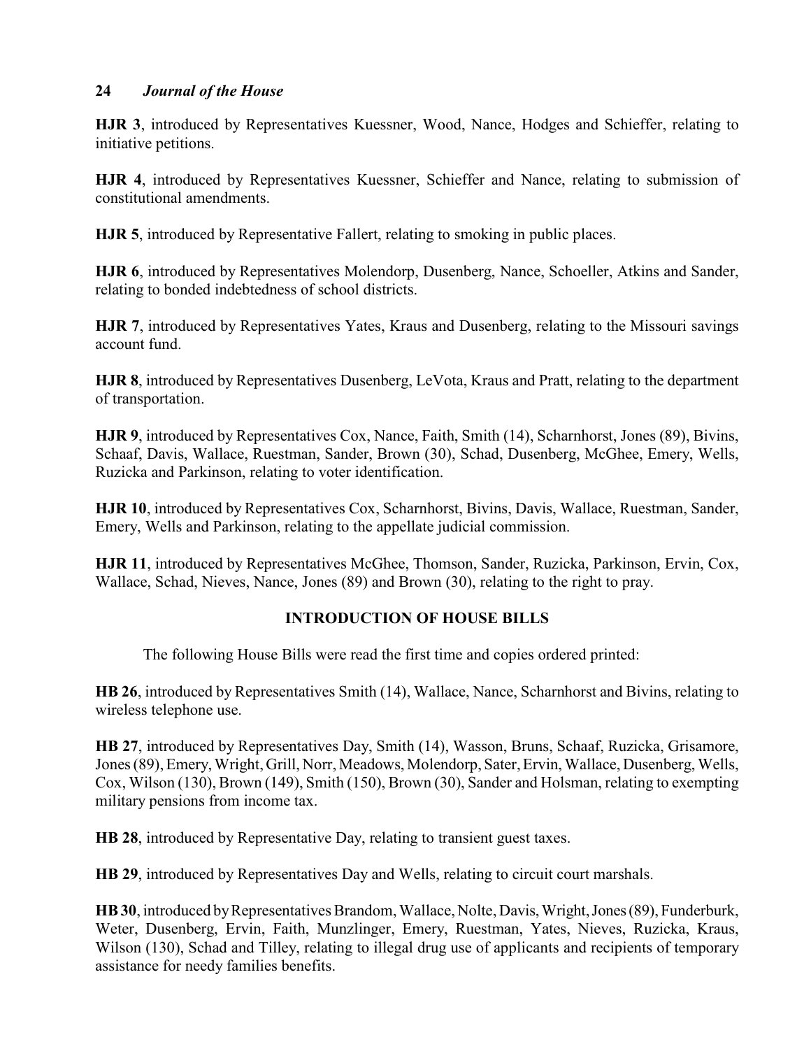**HJR 3**, introduced by Representatives Kuessner, Wood, Nance, Hodges and Schieffer, relating to initiative petitions.

**HJR 4**, introduced by Representatives Kuessner, Schieffer and Nance, relating to submission of constitutional amendments.

**HJR 5**, introduced by Representative Fallert, relating to smoking in public places.

**HJR 6**, introduced by Representatives Molendorp, Dusenberg, Nance, Schoeller, Atkins and Sander, relating to bonded indebtedness of school districts.

**HJR 7**, introduced by Representatives Yates, Kraus and Dusenberg, relating to the Missouri savings account fund.

**HJR 8**, introduced by Representatives Dusenberg, LeVota, Kraus and Pratt, relating to the department of transportation.

**HJR 9**, introduced by Representatives Cox, Nance, Faith, Smith (14), Scharnhorst, Jones (89), Bivins, Schaaf, Davis, Wallace, Ruestman, Sander, Brown (30), Schad, Dusenberg, McGhee, Emery, Wells, Ruzicka and Parkinson, relating to voter identification.

**HJR 10**, introduced by Representatives Cox, Scharnhorst, Bivins, Davis, Wallace, Ruestman, Sander, Emery, Wells and Parkinson, relating to the appellate judicial commission.

**HJR 11**, introduced by Representatives McGhee, Thomson, Sander, Ruzicka, Parkinson, Ervin, Cox, Wallace, Schad, Nieves, Nance, Jones (89) and Brown (30), relating to the right to pray.

## INTRODUCTION OF HOUSE BILLS

The following House Bills were read the first time and copies ordered printed:

**HB 26**, introduced by Representatives Smith (14), Wallace, Nance, Scharnhorst and Bivins, relating to wireless telephone use.

**HB 27**, introduced by Representatives Day, Smith (14), Wasson, Bruns, Schaaf, Ruzicka, Grisamore, Jones (89), Emery, Wright, Grill, Norr, Meadows, Molendorp, Sater, Ervin, Wallace, Dusenberg, Wells, Cox, Wilson (130), Brown (149), Smith (150), Brown (30), Sander and Holsman, relating to exempting military pensions from income tax.

**HB 28**, introduced by Representative Day, relating to transient guest taxes.

**HB 29**, introduced by Representatives Day and Wells, relating to circuit court marshals.

**HB 30**, introduced by Representatives Brandom, Wallace, Nolte, Davis, Wright, Jones (89), Funderburk, Weter, Dusenberg, Ervin, Faith, Munzlinger, Emery, Ruestman, Yates, Nieves, Ruzicka, Kraus, Wilson (130), Schad and Tilley, relating to illegal drug use of applicants and recipients of temporary assistance for needy families benefits.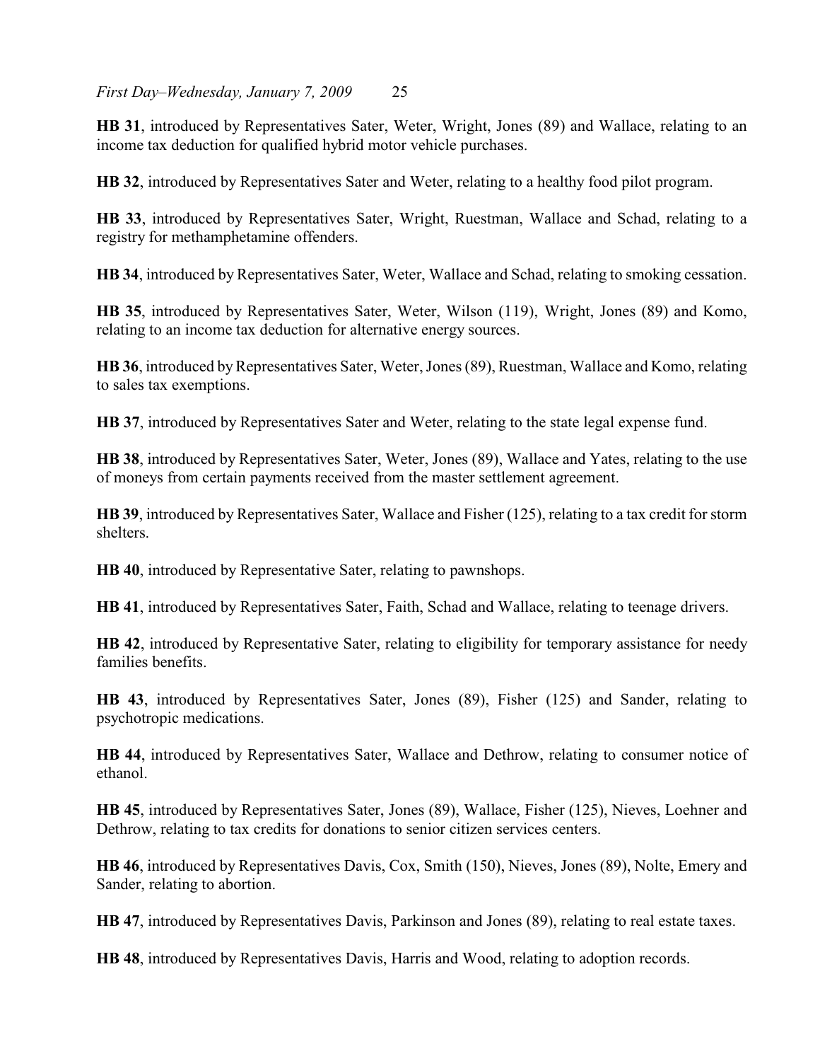**HB 31**, introduced by Representatives Sater, Weter, Wright, Jones (89) and Wallace, relating to an income tax deduction for qualified hybrid motor vehicle purchases.

**HB 32**, introduced by Representatives Sater and Weter, relating to a healthy food pilot program.

**HB 33**, introduced by Representatives Sater, Wright, Ruestman, Wallace and Schad, relating to a registry for methamphetamine offenders.

**HB 34**, introduced by Representatives Sater, Weter, Wallace and Schad, relating to smoking cessation.

**HB 35**, introduced by Representatives Sater, Weter, Wilson (119), Wright, Jones (89) and Komo, relating to an income tax deduction for alternative energy sources.

**HB 36**, introduced by Representatives Sater, Weter, Jones (89), Ruestman, Wallace and Komo, relating to sales tax exemptions.

**HB 37**, introduced by Representatives Sater and Weter, relating to the state legal expense fund.

**HB 38**, introduced by Representatives Sater, Weter, Jones (89), Wallace and Yates, relating to the use of moneys from certain payments received from the master settlement agreement.

**HB 39**, introduced by Representatives Sater, Wallace and Fisher (125), relating to a tax credit for storm shelters.

**HB 40**, introduced by Representative Sater, relating to pawnshops.

**HB 41**, introduced by Representatives Sater, Faith, Schad and Wallace, relating to teenage drivers.

**HB 42**, introduced by Representative Sater, relating to eligibility for temporary assistance for needy families benefits.

**HB 43**, introduced by Representatives Sater, Jones (89), Fisher (125) and Sander, relating to psychotropic medications.

**HB 44**, introduced by Representatives Sater, Wallace and Dethrow, relating to consumer notice of ethanol.

**HB 45**, introduced by Representatives Sater, Jones (89), Wallace, Fisher (125), Nieves, Loehner and Dethrow, relating to tax credits for donations to senior citizen services centers.

**HB 46**, introduced by Representatives Davis, Cox, Smith (150), Nieves, Jones (89), Nolte, Emery and Sander, relating to abortion.

**HB 47**, introduced by Representatives Davis, Parkinson and Jones (89), relating to real estate taxes.

**HB 48**, introduced by Representatives Davis, Harris and Wood, relating to adoption records.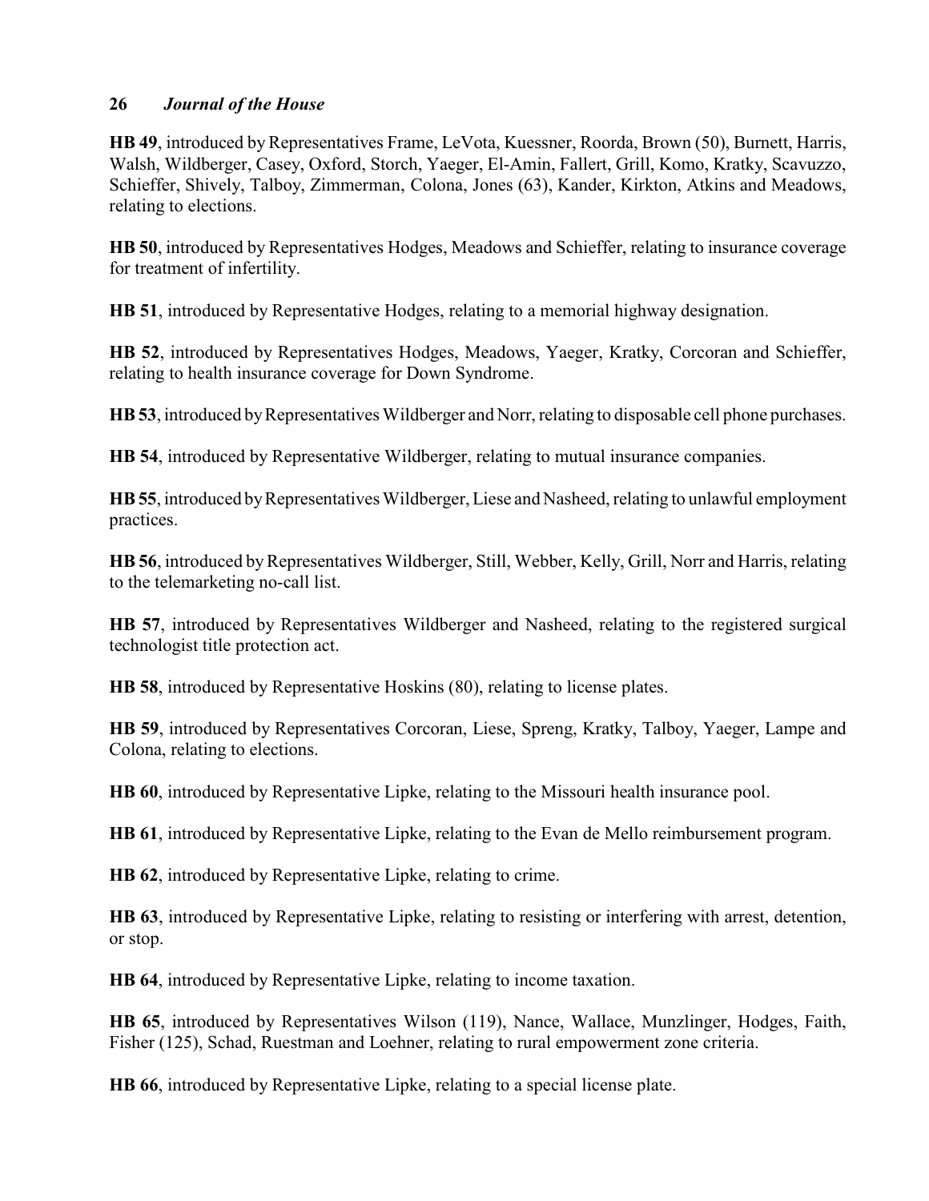**HB 49**, introduced by Representatives Frame, LeVota, Kuessner, Roorda, Brown (50), Burnett, Harris, Walsh, Wildberger, Casey, Oxford, Storch, Yaeger, El-Amin, Fallert, Grill, Komo, Kratky, Scavuzzo, Schieffer, Shively, Talboy, Zimmerman, Colona, Jones (63), Kander, Kirkton, Atkins and Meadows, relating to elections.

**HB 50**, introduced by Representatives Hodges, Meadows and Schieffer, relating to insurance coverage for treatment of infertility.

**HB 51**, introduced by Representative Hodges, relating to a memorial highway designation.

**HB 52**, introduced by Representatives Hodges, Meadows, Yaeger, Kratky, Corcoran and Schieffer, relating to health insurance coverage for Down Syndrome.

**HB 53**, introduced by Representatives Wildberger and Norr, relating to disposable cell phone purchases.

**HB 54**, introduced by Representative Wildberger, relating to mutual insurance companies.

**HB 55**, introduced by Representatives Wildberger, Liese and Nasheed, relating to unlawful employment practices.

**HB 56**, introduced by Representatives Wildberger, Still, Webber, Kelly, Grill, Norr and Harris, relating to the telemarketing no-call list.

**HB 57**, introduced by Representatives Wildberger and Nasheed, relating to the registered surgical technologist title protection act.

**HB 58**, introduced by Representative Hoskins (80), relating to license plates.

**HB 59**, introduced by Representatives Corcoran, Liese, Spreng, Kratky, Talboy, Yaeger, Lampe and Colona, relating to elections.

**HB 60**, introduced by Representative Lipke, relating to the Missouri health insurance pool.

**HB 61**, introduced by Representative Lipke, relating to the Evan de Mello reimbursement program.

**HB 62**, introduced by Representative Lipke, relating to crime.

**HB 63**, introduced by Representative Lipke, relating to resisting or interfering with arrest, detention, or stop.

**HB 64**, introduced by Representative Lipke, relating to income taxation.

**HB 65**, introduced by Representatives Wilson (119), Nance, Wallace, Munzlinger, Hodges, Faith, Fisher (125), Schad, Ruestman and Loehner, relating to rural empowerment zone criteria.

**HB 66**, introduced by Representative Lipke, relating to a special license plate.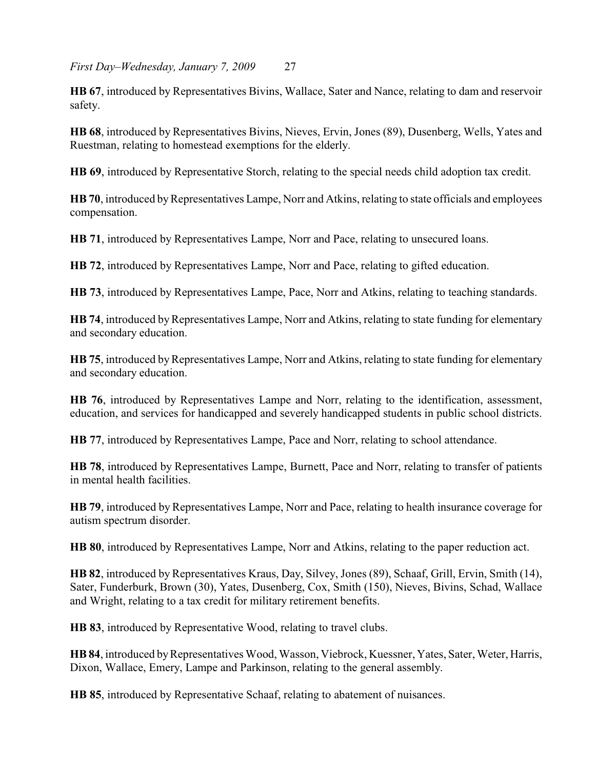**HB 67**, introduced by Representatives Bivins, Wallace, Sater and Nance, relating to dam and reservoir safety.

**HB 68**, introduced by Representatives Bivins, Nieves, Ervin, Jones (89), Dusenberg, Wells, Yates and Ruestman, relating to homestead exemptions for the elderly.

**HB 69**, introduced by Representative Storch, relating to the special needs child adoption tax credit.

**HB 70**, introduced by Representatives Lampe, Norr and Atkins, relating to state officials and employees compensation.

**HB 71**, introduced by Representatives Lampe, Norr and Pace, relating to unsecured loans.

**HB 72**, introduced by Representatives Lampe, Norr and Pace, relating to gifted education.

**HB 73**, introduced by Representatives Lampe, Pace, Norr and Atkins, relating to teaching standards.

**HB 74**, introduced by Representatives Lampe, Norr and Atkins, relating to state funding for elementary and secondary education.

**HB 75**, introduced by Representatives Lampe, Norr and Atkins, relating to state funding for elementary and secondary education.

**HB 76**, introduced by Representatives Lampe and Norr, relating to the identification, assessment, education, and services for handicapped and severely handicapped students in public school districts.

**HB 77**, introduced by Representatives Lampe, Pace and Norr, relating to school attendance.

**HB 78**, introduced by Representatives Lampe, Burnett, Pace and Norr, relating to transfer of patients in mental health facilities.

**HB 79**, introduced by Representatives Lampe, Norr and Pace, relating to health insurance coverage for autism spectrum disorder.

**HB 80**, introduced by Representatives Lampe, Norr and Atkins, relating to the paper reduction act.

**HB 82**, introduced by Representatives Kraus, Day, Silvey, Jones (89), Schaaf, Grill, Ervin, Smith (14), Sater, Funderburk, Brown (30), Yates, Dusenberg, Cox, Smith (150), Nieves, Bivins, Schad, Wallace and Wright, relating to a tax credit for military retirement benefits.

**HB 83**, introduced by Representative Wood, relating to travel clubs.

**HB 84**, introduced by Representatives Wood, Wasson, Viebrock, Kuessner, Yates, Sater, Weter, Harris, Dixon, Wallace, Emery, Lampe and Parkinson, relating to the general assembly.

**HB 85**, introduced by Representative Schaaf, relating to abatement of nuisances.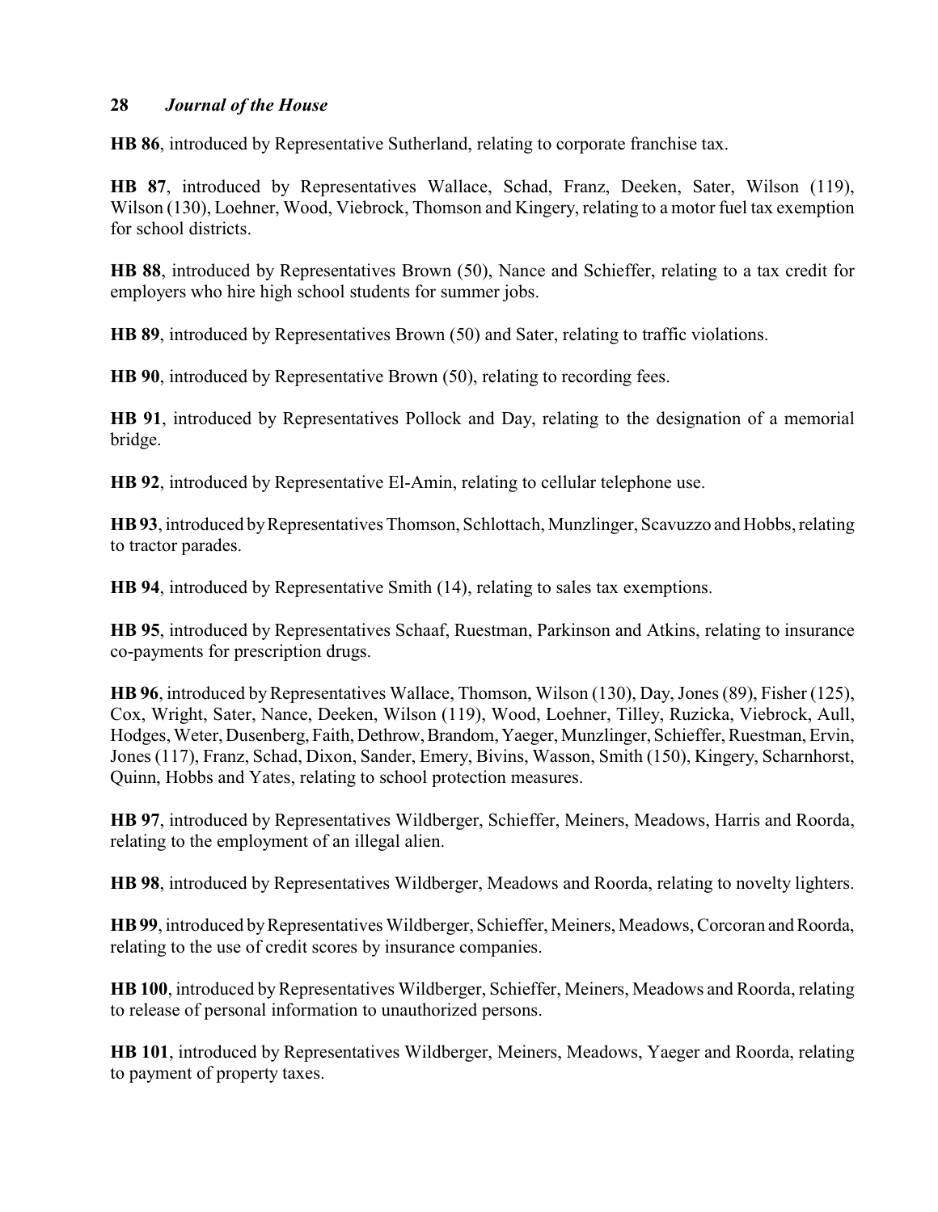**HB 86**, introduced by Representative Sutherland, relating to corporate franchise tax.

**HB 87**, introduced by Representatives Wallace, Schad, Franz, Deeken, Sater, Wilson (119), Wilson (130), Loehner, Wood, Viebrock, Thomson and Kingery, relating to a motor fuel tax exemption for school districts.

**HB 88**, introduced by Representatives Brown (50), Nance and Schieffer, relating to a tax credit for employers who hire high school students for summer jobs.

**HB 89**, introduced by Representatives Brown (50) and Sater, relating to traffic violations.

**HB 90**, introduced by Representative Brown (50), relating to recording fees.

**HB 91**, introduced by Representatives Pollock and Day, relating to the designation of a memorial bridge.

**HB 92**, introduced by Representative El-Amin, relating to cellular telephone use.

**HB 93**, introduced by Representatives Thomson, Schlottach, Munzlinger, Scavuzzo and Hobbs, relating to tractor parades.

**HB 94**, introduced by Representative Smith (14), relating to sales tax exemptions.

**HB 95**, introduced by Representatives Schaaf, Ruestman, Parkinson and Atkins, relating to insurance co-payments for prescription drugs.

**HB 96**, introduced by Representatives Wallace, Thomson, Wilson (130), Day, Jones (89), Fisher (125), Cox, Wright, Sater, Nance, Deeken, Wilson (119), Wood, Loehner, Tilley, Ruzicka, Viebrock, Aull, Hodges, Weter, Dusenberg, Faith, Dethrow, Brandom, Yaeger, Munzlinger, Schieffer, Ruestman, Ervin, Jones (117), Franz, Schad, Dixon, Sander, Emery, Bivins, Wasson, Smith (150), Kingery, Scharnhorst, Quinn, Hobbs and Yates, relating to school protection measures.

**HB 97**, introduced by Representatives Wildberger, Schieffer, Meiners, Meadows, Harris and Roorda, relating to the employment of an illegal alien.

**HB 98**, introduced by Representatives Wildberger, Meadows and Roorda, relating to novelty lighters.

**HB 99**, introduced by Representatives Wildberger, Schieffer, Meiners, Meadows, Corcoran and Roorda, relating to the use of credit scores by insurance companies.

**HB 100**, introduced by Representatives Wildberger, Schieffer, Meiners, Meadows and Roorda, relating to release of personal information to unauthorized persons.

**HB 101**, introduced by Representatives Wildberger, Meiners, Meadows, Yaeger and Roorda, relating to payment of property taxes.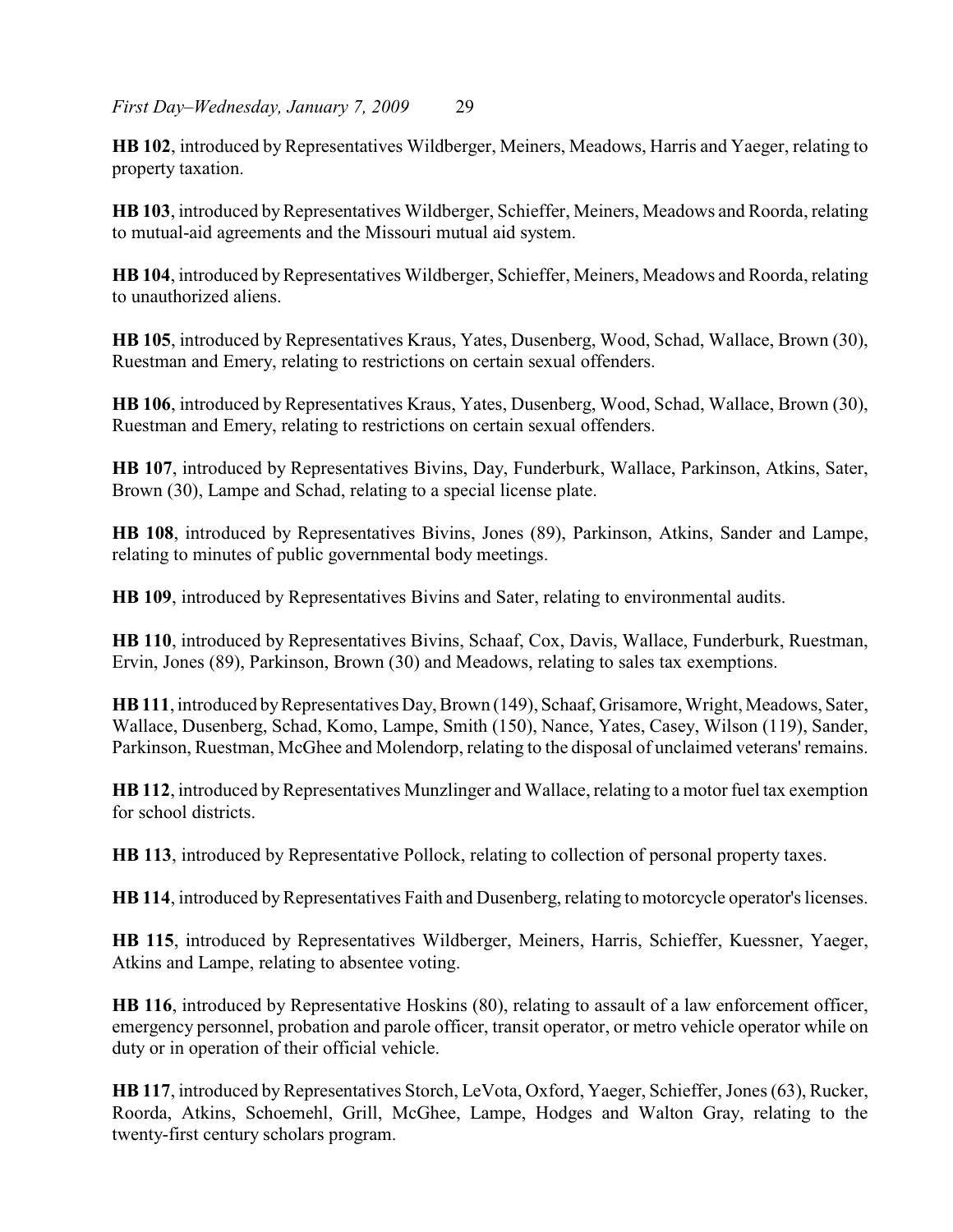**HB 102**, introduced by Representatives Wildberger, Meiners, Meadows, Harris and Yaeger, relating to property taxation.

**HB 103**, introduced by Representatives Wildberger, Schieffer, Meiners, Meadows and Roorda, relating to mutual-aid agreements and the Missouri mutual aid system.

**HB 104**, introduced by Representatives Wildberger, Schieffer, Meiners, Meadows and Roorda, relating to unauthorized aliens.

**HB 105**, introduced by Representatives Kraus, Yates, Dusenberg, Wood, Schad, Wallace, Brown (30), Ruestman and Emery, relating to restrictions on certain sexual offenders.

**HB 106**, introduced by Representatives Kraus, Yates, Dusenberg, Wood, Schad, Wallace, Brown (30), Ruestman and Emery, relating to restrictions on certain sexual offenders.

**HB 107**, introduced by Representatives Bivins, Day, Funderburk, Wallace, Parkinson, Atkins, Sater, Brown (30), Lampe and Schad, relating to a special license plate.

**HB 108**, introduced by Representatives Bivins, Jones (89), Parkinson, Atkins, Sander and Lampe, relating to minutes of public governmental body meetings.

**HB 109**, introduced by Representatives Bivins and Sater, relating to environmental audits.

**HB 110**, introduced by Representatives Bivins, Schaaf, Cox, Davis, Wallace, Funderburk, Ruestman, Ervin, Jones (89), Parkinson, Brown (30) and Meadows, relating to sales tax exemptions.

**HB 111**, introduced by Representatives Day, Brown (149), Schaaf, Grisamore, Wright, Meadows, Sater, Wallace, Dusenberg, Schad, Komo, Lampe, Smith (150), Nance, Yates, Casey, Wilson (119), Sander, Parkinson, Ruestman, McGhee and Molendorp, relating to the disposal of unclaimed veterans' remains.

**HB 112**, introduced by Representatives Munzlinger and Wallace, relating to a motor fuel tax exemption for school districts.

**HB 113**, introduced by Representative Pollock, relating to collection of personal property taxes.

**HB 114**, introduced by Representatives Faith and Dusenberg, relating to motorcycle operator's licenses.

**HB 115**, introduced by Representatives Wildberger, Meiners, Harris, Schieffer, Kuessner, Yaeger, Atkins and Lampe, relating to absentee voting.

**HB 116**, introduced by Representative Hoskins (80), relating to assault of a law enforcement officer, emergency personnel, probation and parole officer, transit operator, or metro vehicle operator while on duty or in operation of their official vehicle.

**HB 117**, introduced by Representatives Storch, LeVota, Oxford, Yaeger, Schieffer, Jones (63), Rucker, Roorda, Atkins, Schoemehl, Grill, McGhee, Lampe, Hodges and Walton Gray, relating to the twenty-first century scholars program.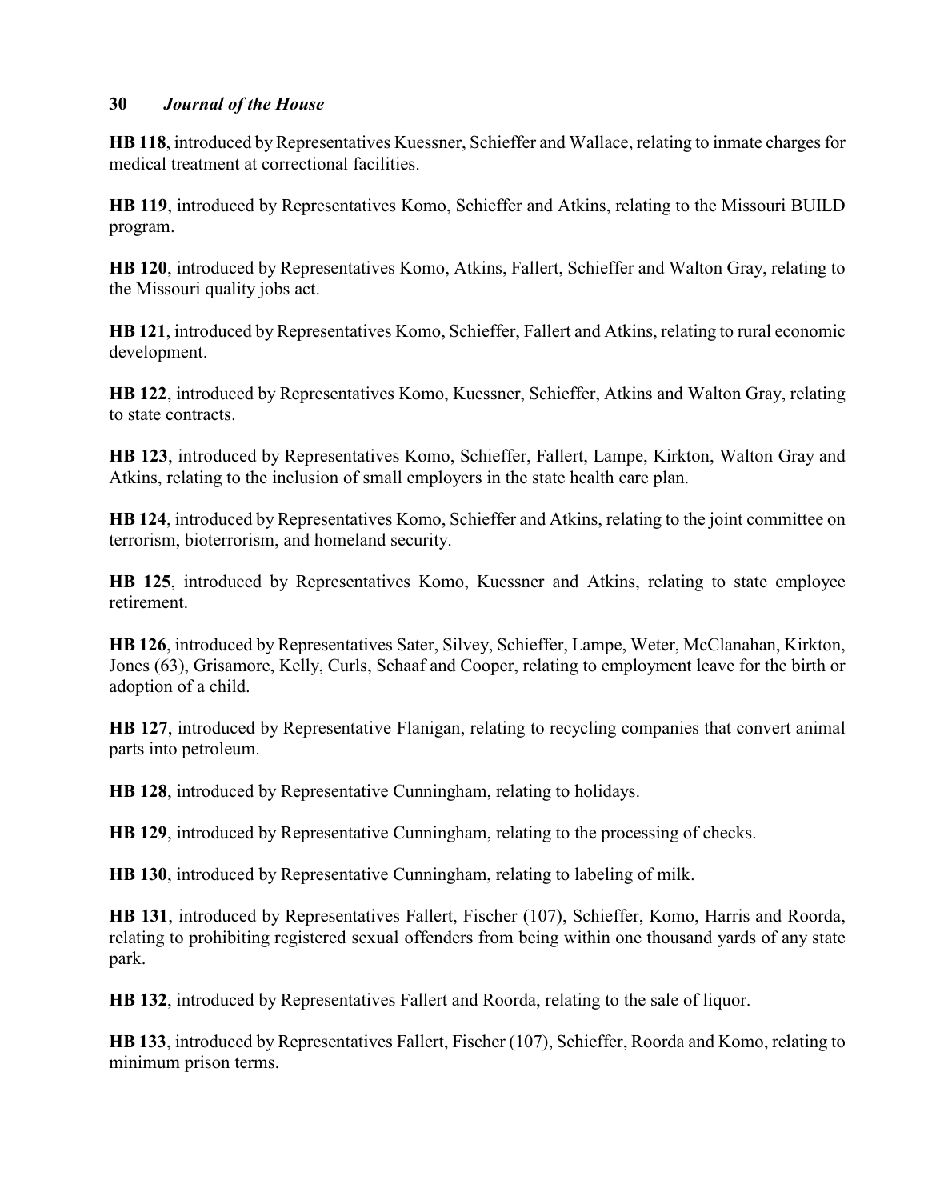**HB 118**, introduced by Representatives Kuessner, Schieffer and Wallace, relating to inmate charges for medical treatment at correctional facilities.

**HB 119**, introduced by Representatives Komo, Schieffer and Atkins, relating to the Missouri BUILD program.

**HB 120**, introduced by Representatives Komo, Atkins, Fallert, Schieffer and Walton Gray, relating to the Missouri quality jobs act.

**HB 121**, introduced by Representatives Komo, Schieffer, Fallert and Atkins, relating to rural economic development.

**HB 122**, introduced by Representatives Komo, Kuessner, Schieffer, Atkins and Walton Gray, relating to state contracts.

**HB 123**, introduced by Representatives Komo, Schieffer, Fallert, Lampe, Kirkton, Walton Gray and Atkins, relating to the inclusion of small employers in the state health care plan.

**HB 124**, introduced by Representatives Komo, Schieffer and Atkins, relating to the joint committee on terrorism, bioterrorism, and homeland security.

**HB 125**, introduced by Representatives Komo, Kuessner and Atkins, relating to state employee retirement.

**HB 126**, introduced by Representatives Sater, Silvey, Schieffer, Lampe, Weter, McClanahan, Kirkton, Jones (63), Grisamore, Kelly, Curls, Schaaf and Cooper, relating to employment leave for the birth or adoption of a child.

**HB 127**, introduced by Representative Flanigan, relating to recycling companies that convert animal parts into petroleum.

**HB 128**, introduced by Representative Cunningham, relating to holidays.

**HB 129**, introduced by Representative Cunningham, relating to the processing of checks.

**HB 130**, introduced by Representative Cunningham, relating to labeling of milk.

**HB 131**, introduced by Representatives Fallert, Fischer (107), Schieffer, Komo, Harris and Roorda, relating to prohibiting registered sexual offenders from being within one thousand yards of any state park.

**HB 132**, introduced by Representatives Fallert and Roorda, relating to the sale of liquor.

**HB 133**, introduced by Representatives Fallert, Fischer (107), Schieffer, Roorda and Komo, relating to minimum prison terms.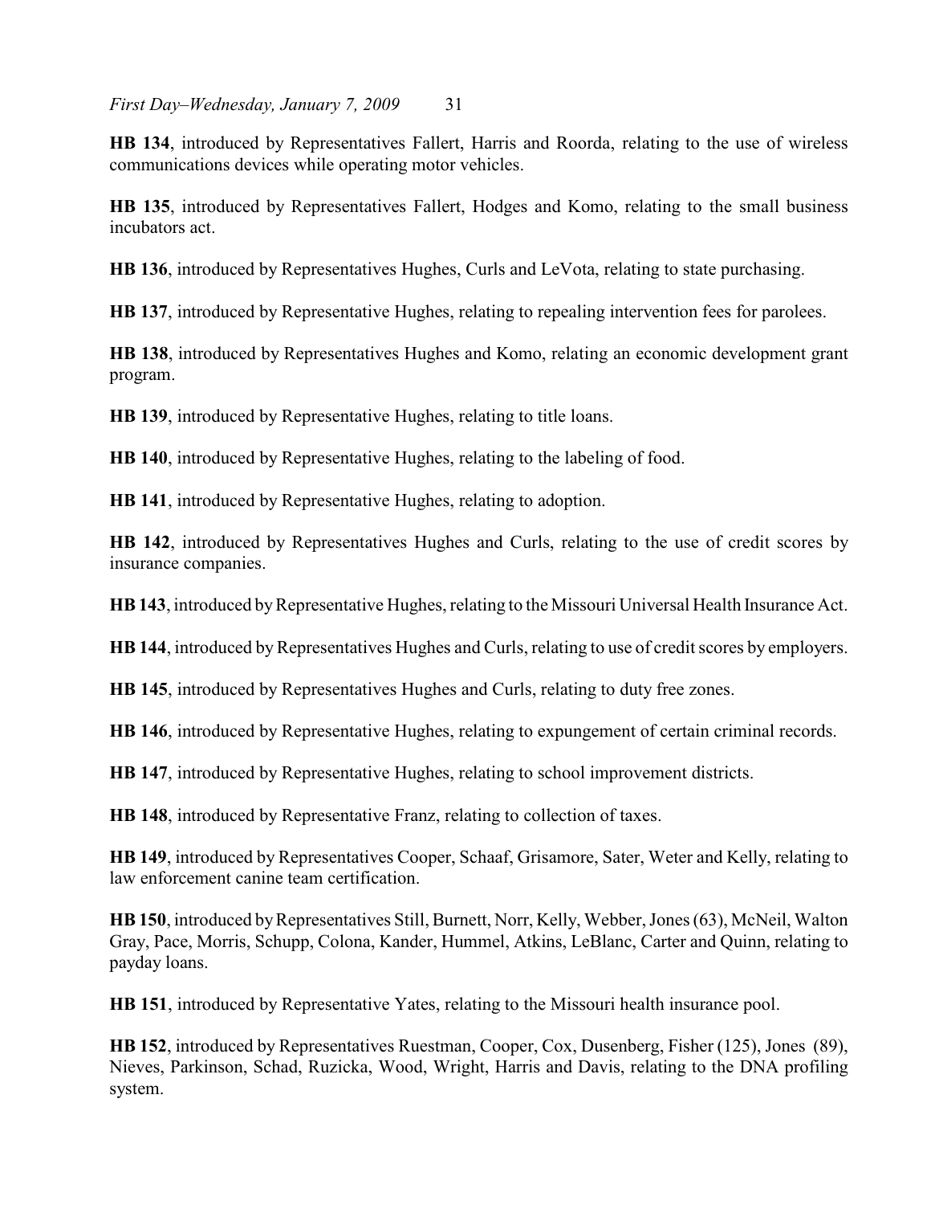**HB 134**, introduced by Representatives Fallert, Harris and Roorda, relating to the use of wireless communications devices while operating motor vehicles.

**HB 135**, introduced by Representatives Fallert, Hodges and Komo, relating to the small business incubators act.

**HB 136**, introduced by Representatives Hughes, Curls and LeVota, relating to state purchasing.

**HB 137**, introduced by Representative Hughes, relating to repealing intervention fees for parolees.

**HB 138**, introduced by Representatives Hughes and Komo, relating an economic development grant program.

**HB 139**, introduced by Representative Hughes, relating to title loans.

**HB 140**, introduced by Representative Hughes, relating to the labeling of food.

**HB 141**, introduced by Representative Hughes, relating to adoption.

**HB 142**, introduced by Representatives Hughes and Curls, relating to the use of credit scores by insurance companies.

**HB 143**, introduced by Representative Hughes, relating to the Missouri Universal Health Insurance Act.

**HB 144**, introduced by Representatives Hughes and Curls, relating to use of credit scores by employers.

**HB 145**, introduced by Representatives Hughes and Curls, relating to duty free zones.

**HB 146**, introduced by Representative Hughes, relating to expungement of certain criminal records.

**HB 147**, introduced by Representative Hughes, relating to school improvement districts.

**HB 148**, introduced by Representative Franz, relating to collection of taxes.

**HB 149**, introduced by Representatives Cooper, Schaaf, Grisamore, Sater, Weter and Kelly, relating to law enforcement canine team certification.

**HB 150**, introduced by Representatives Still, Burnett, Norr, Kelly, Webber, Jones (63), McNeil, Walton Gray, Pace, Morris, Schupp, Colona, Kander, Hummel, Atkins, LeBlanc, Carter and Quinn, relating to payday loans.

**HB 151**, introduced by Representative Yates, relating to the Missouri health insurance pool.

**HB 152**, introduced by Representatives Ruestman, Cooper, Cox, Dusenberg, Fisher (125), Jones (89), Nieves, Parkinson, Schad, Ruzicka, Wood, Wright, Harris and Davis, relating to the DNA profiling system.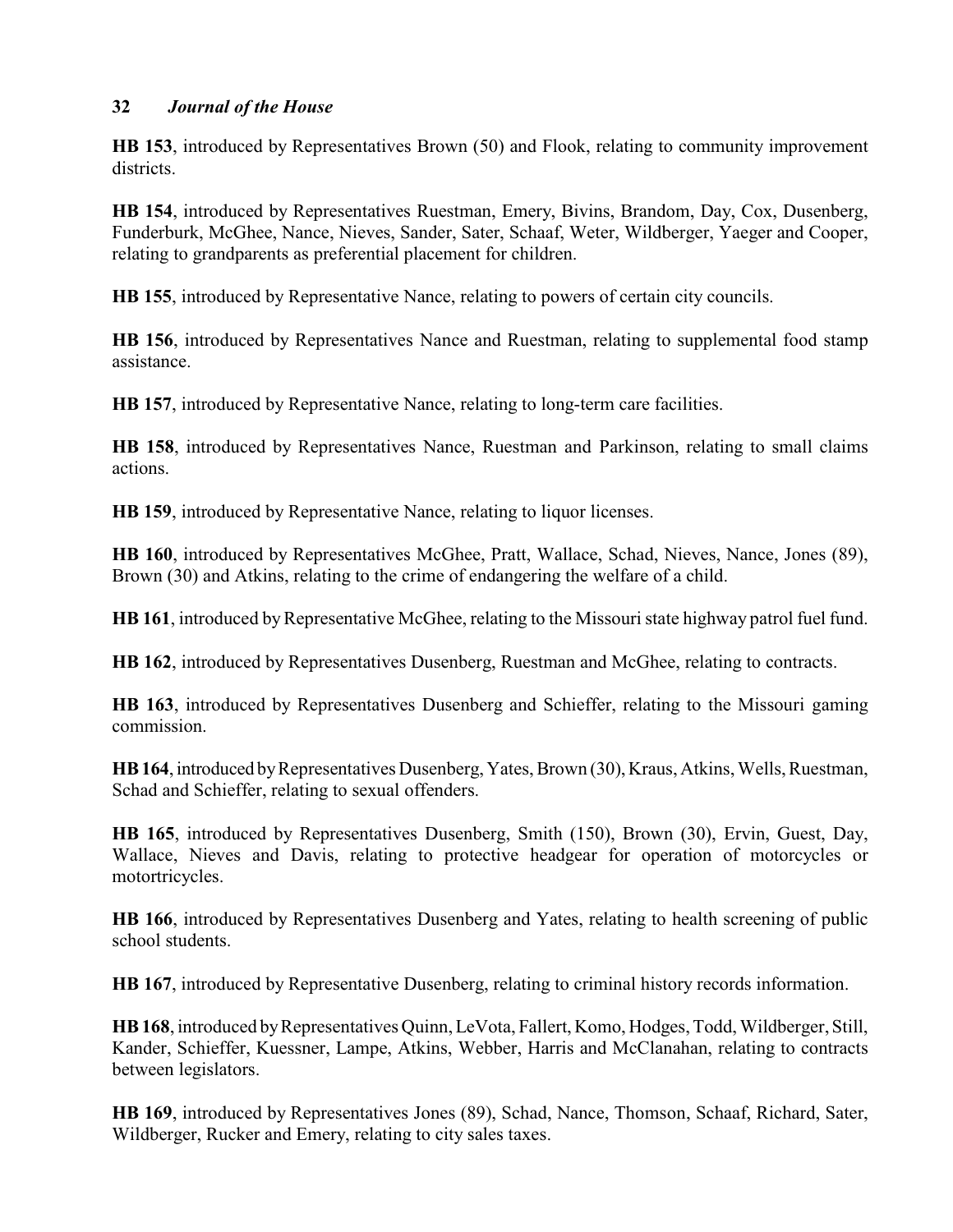**HB 153**, introduced by Representatives Brown (50) and Flook, relating to community improvement districts.

**HB 154**, introduced by Representatives Ruestman, Emery, Bivins, Brandom, Day, Cox, Dusenberg, Funderburk, McGhee, Nance, Nieves, Sander, Sater, Schaaf, Weter, Wildberger, Yaeger and Cooper, relating to grandparents as preferential placement for children.

**HB 155**, introduced by Representative Nance, relating to powers of certain city councils.

**HB 156**, introduced by Representatives Nance and Ruestman, relating to supplemental food stamp assistance.

**HB 157**, introduced by Representative Nance, relating to long-term care facilities.

**HB 158**, introduced by Representatives Nance, Ruestman and Parkinson, relating to small claims actions.

**HB 159**, introduced by Representative Nance, relating to liquor licenses.

**HB 160**, introduced by Representatives McGhee, Pratt, Wallace, Schad, Nieves, Nance, Jones (89), Brown (30) and Atkins, relating to the crime of endangering the welfare of a child.

**HB 161**, introduced by Representative McGhee, relating to the Missouri state highway patrol fuel fund.

**HB 162**, introduced by Representatives Dusenberg, Ruestman and McGhee, relating to contracts.

**HB 163**, introduced by Representatives Dusenberg and Schieffer, relating to the Missouri gaming commission.

**HB 164**, introduced by Representatives Dusenberg, Yates, Brown (30), Kraus, Atkins, Wells, Ruestman, Schad and Schieffer, relating to sexual offenders.

**HB 165**, introduced by Representatives Dusenberg, Smith (150), Brown (30), Ervin, Guest, Day, Wallace, Nieves and Davis, relating to protective headgear for operation of motorcycles or motortricycles.

**HB 166**, introduced by Representatives Dusenberg and Yates, relating to health screening of public school students.

**HB 167**, introduced by Representative Dusenberg, relating to criminal history records information.

**HB 168**, introduced by Representatives Quinn, LeVota, Fallert, Komo, Hodges, Todd, Wildberger, Still, Kander, Schieffer, Kuessner, Lampe, Atkins, Webber, Harris and McClanahan, relating to contracts between legislators.

**HB 169**, introduced by Representatives Jones (89), Schad, Nance, Thomson, Schaaf, Richard, Sater, Wildberger, Rucker and Emery, relating to city sales taxes.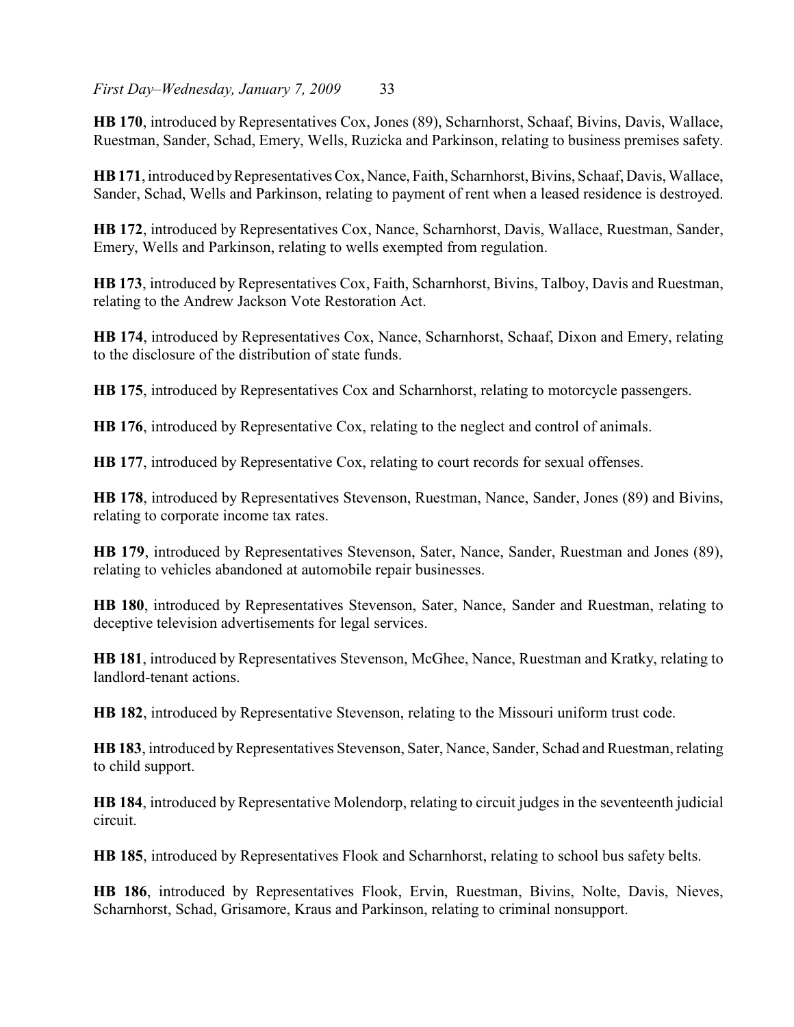**HB 170**, introduced by Representatives Cox, Jones (89), Scharnhorst, Schaaf, Bivins, Davis, Wallace, Ruestman, Sander, Schad, Emery, Wells, Ruzicka and Parkinson, relating to business premises safety.

**HB 171**, introduced by Representatives Cox, Nance, Faith, Scharnhorst, Bivins, Schaaf, Davis, Wallace, Sander, Schad, Wells and Parkinson, relating to payment of rent when a leased residence is destroyed.

**HB 172**, introduced by Representatives Cox, Nance, Scharnhorst, Davis, Wallace, Ruestman, Sander, Emery, Wells and Parkinson, relating to wells exempted from regulation.

**HB 173**, introduced by Representatives Cox, Faith, Scharnhorst, Bivins, Talboy, Davis and Ruestman, relating to the Andrew Jackson Vote Restoration Act.

**HB 174**, introduced by Representatives Cox, Nance, Scharnhorst, Schaaf, Dixon and Emery, relating to the disclosure of the distribution of state funds.

**HB 175**, introduced by Representatives Cox and Scharnhorst, relating to motorcycle passengers.

**HB 176**, introduced by Representative Cox, relating to the neglect and control of animals.

**HB 177**, introduced by Representative Cox, relating to court records for sexual offenses.

**HB 178**, introduced by Representatives Stevenson, Ruestman, Nance, Sander, Jones (89) and Bivins, relating to corporate income tax rates.

**HB 179**, introduced by Representatives Stevenson, Sater, Nance, Sander, Ruestman and Jones (89), relating to vehicles abandoned at automobile repair businesses.

**HB 180**, introduced by Representatives Stevenson, Sater, Nance, Sander and Ruestman, relating to deceptive television advertisements for legal services.

**HB 181**, introduced by Representatives Stevenson, McGhee, Nance, Ruestman and Kratky, relating to landlord-tenant actions.

**HB 182**, introduced by Representative Stevenson, relating to the Missouri uniform trust code.

**HB 183**, introduced by Representatives Stevenson, Sater, Nance, Sander, Schad and Ruestman, relating to child support.

**HB 184**, introduced by Representative Molendorp, relating to circuit judges in the seventeenth judicial circuit.

**HB 185**, introduced by Representatives Flook and Scharnhorst, relating to school bus safety belts.

**HB 186**, introduced by Representatives Flook, Ervin, Ruestman, Bivins, Nolte, Davis, Nieves, Scharnhorst, Schad, Grisamore, Kraus and Parkinson, relating to criminal nonsupport.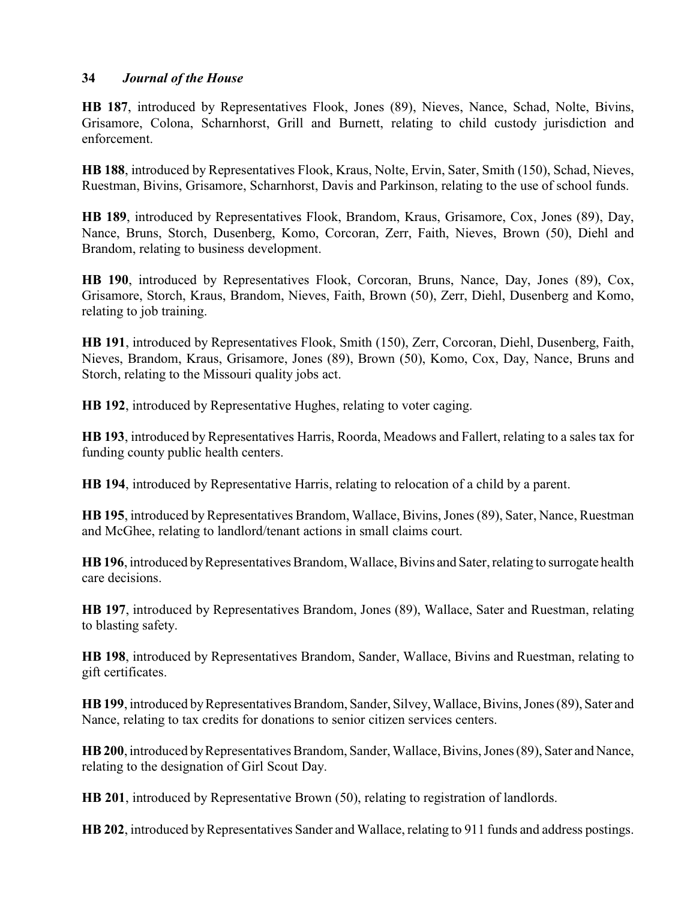**HB 187**, introduced by Representatives Flook, Jones (89), Nieves, Nance, Schad, Nolte, Bivins, Grisamore, Colona, Scharnhorst, Grill and Burnett, relating to child custody jurisdiction and enforcement.

**HB 188**, introduced by Representatives Flook, Kraus, Nolte, Ervin, Sater, Smith (150), Schad, Nieves, Ruestman, Bivins, Grisamore, Scharnhorst, Davis and Parkinson, relating to the use of school funds.

**HB 189**, introduced by Representatives Flook, Brandom, Kraus, Grisamore, Cox, Jones (89), Day, Nance, Bruns, Storch, Dusenberg, Komo, Corcoran, Zerr, Faith, Nieves, Brown (50), Diehl and Brandom, relating to business development.

**HB 190**, introduced by Representatives Flook, Corcoran, Bruns, Nance, Day, Jones (89), Cox, Grisamore, Storch, Kraus, Brandom, Nieves, Faith, Brown (50), Zerr, Diehl, Dusenberg and Komo, relating to job training.

**HB 191**, introduced by Representatives Flook, Smith (150), Zerr, Corcoran, Diehl, Dusenberg, Faith, Nieves, Brandom, Kraus, Grisamore, Jones (89), Brown (50), Komo, Cox, Day, Nance, Bruns and Storch, relating to the Missouri quality jobs act.

**HB 192**, introduced by Representative Hughes, relating to voter caging.

**HB 193**, introduced by Representatives Harris, Roorda, Meadows and Fallert, relating to a sales tax for funding county public health centers.

**HB 194**, introduced by Representative Harris, relating to relocation of a child by a parent.

**HB 195**, introduced by Representatives Brandom, Wallace, Bivins, Jones (89), Sater, Nance, Ruestman and McGhee, relating to landlord/tenant actions in small claims court.

**HB 196**, introduced by Representatives Brandom, Wallace, Bivins and Sater, relating to surrogate health care decisions.

**HB 197**, introduced by Representatives Brandom, Jones (89), Wallace, Sater and Ruestman, relating to blasting safety.

**HB 198**, introduced by Representatives Brandom, Sander, Wallace, Bivins and Ruestman, relating to gift certificates.

**HB 199**, introduced by Representatives Brandom, Sander, Silvey, Wallace, Bivins, Jones (89), Sater and Nance, relating to tax credits for donations to senior citizen services centers.

**HB 200**, introduced by Representatives Brandom, Sander, Wallace, Bivins, Jones (89), Sater and Nance, relating to the designation of Girl Scout Day.

**HB 201**, introduced by Representative Brown (50), relating to registration of landlords.

**HB 202**, introduced by Representatives Sander and Wallace, relating to 911 funds and address postings.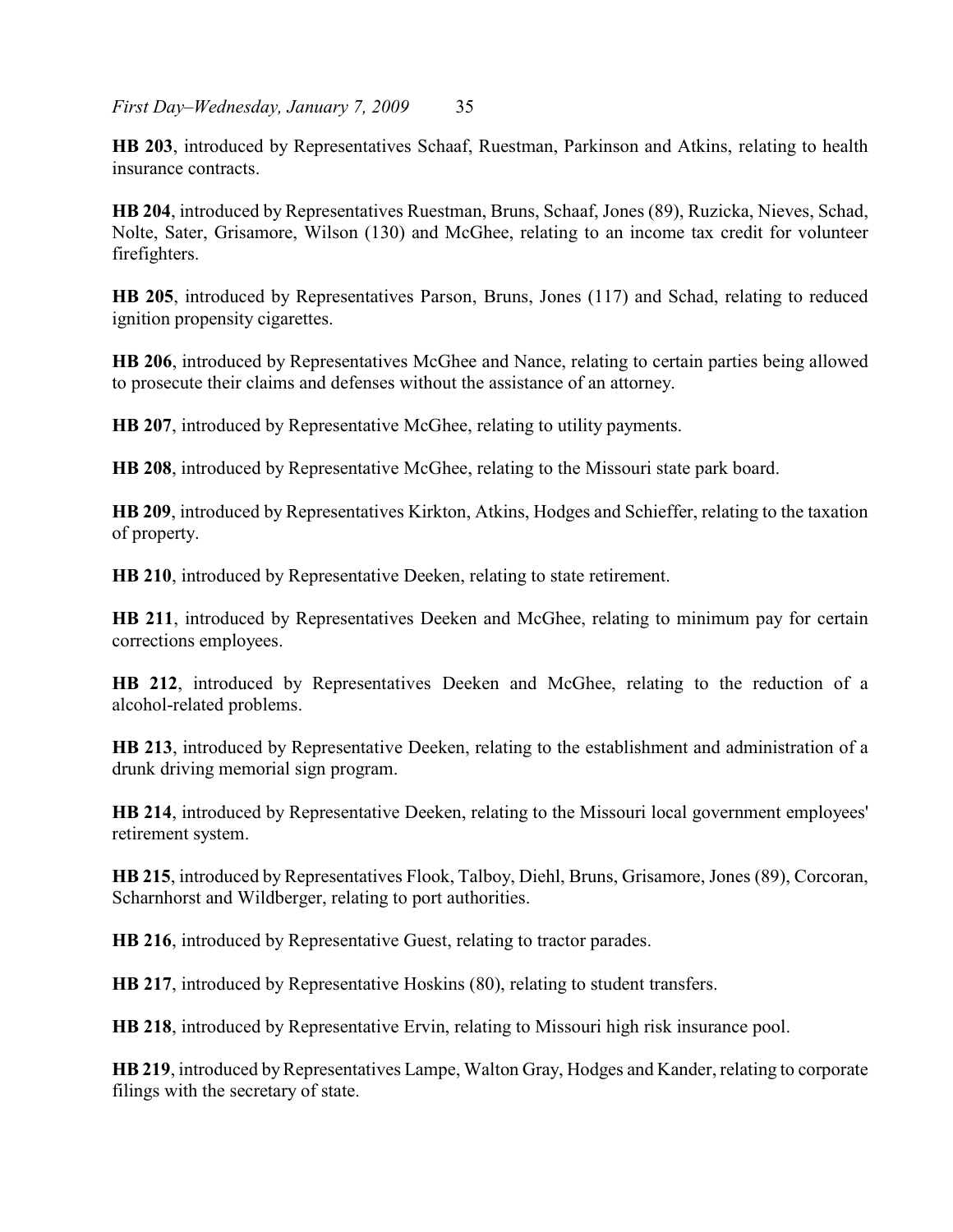**HB 203**, introduced by Representatives Schaaf, Ruestman, Parkinson and Atkins, relating to health insurance contracts.

**HB 204**, introduced by Representatives Ruestman, Bruns, Schaaf, Jones (89), Ruzicka, Nieves, Schad, Nolte, Sater, Grisamore, Wilson (130) and McGhee, relating to an income tax credit for volunteer firefighters.

**HB 205**, introduced by Representatives Parson, Bruns, Jones (117) and Schad, relating to reduced ignition propensity cigarettes.

**HB 206**, introduced by Representatives McGhee and Nance, relating to certain parties being allowed to prosecute their claims and defenses without the assistance of an attorney.

**HB 207**, introduced by Representative McGhee, relating to utility payments.

**HB 208**, introduced by Representative McGhee, relating to the Missouri state park board.

**HB 209**, introduced by Representatives Kirkton, Atkins, Hodges and Schieffer, relating to the taxation of property.

**HB 210**, introduced by Representative Deeken, relating to state retirement.

**HB 211**, introduced by Representatives Deeken and McGhee, relating to minimum pay for certain corrections employees.

**HB 212**, introduced by Representatives Deeken and McGhee, relating to the reduction of a alcohol-related problems.

**HB 213**, introduced by Representative Deeken, relating to the establishment and administration of a drunk driving memorial sign program.

**HB 214**, introduced by Representative Deeken, relating to the Missouri local government employees' retirement system.

**HB 215**, introduced by Representatives Flook, Talboy, Diehl, Bruns, Grisamore, Jones (89), Corcoran, Scharnhorst and Wildberger, relating to port authorities.

**HB 216**, introduced by Representative Guest, relating to tractor parades.

**HB 217**, introduced by Representative Hoskins (80), relating to student transfers.

**HB 218**, introduced by Representative Ervin, relating to Missouri high risk insurance pool.

**HB 219**, introduced by Representatives Lampe, Walton Gray, Hodges and Kander, relating to corporate filings with the secretary of state.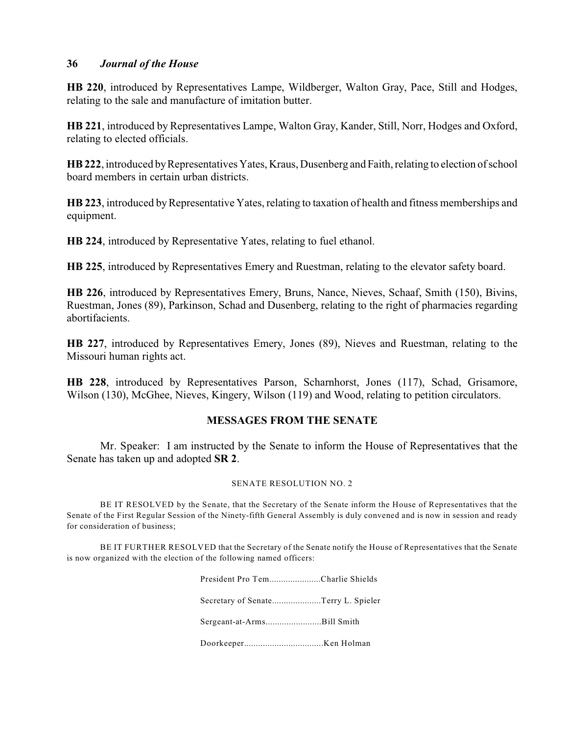**HB 220**, introduced by Representatives Lampe, Wildberger, Walton Gray, Pace, Still and Hodges, relating to the sale and manufacture of imitation butter.

**HB 221**, introduced by Representatives Lampe, Walton Gray, Kander, Still, Norr, Hodges and Oxford, relating to elected officials.

**HB 222**, introduced by Representatives Yates, Kraus, Dusenberg and Faith, relating to election of school board members in certain urban districts.

**HB 223**, introduced by Representative Yates, relating to taxation of health and fitness memberships and equipment.

**HB 224**, introduced by Representative Yates, relating to fuel ethanol.

**HB 225**, introduced by Representatives Emery and Ruestman, relating to the elevator safety board.

**HB 226**, introduced by Representatives Emery, Bruns, Nance, Nieves, Schaaf, Smith (150), Bivins, Ruestman, Jones (89), Parkinson, Schad and Dusenberg, relating to the right of pharmacies regarding abortifacients.

**HB 227**, introduced by Representatives Emery, Jones (89), Nieves and Ruestman, relating to the Missouri human rights act.

**HB 228**, introduced by Representatives Parson, Scharnhorst, Jones (117), Schad, Grisamore, Wilson (130), McGhee, Nieves, Kingery, Wilson (119) and Wood, relating to petition circulators.

## MESSAGES FROM THE SENATE

Mr. Speaker: I am instructed by the Senate to inform the House of Representatives that the Senate has taken up and adopted **SR 2**.

SENATE RESOLUTION NO. 2

BE IT RESOLVED by the Senate, that the Secretary of the Senate inform the House of Representatives that the Senate of the First Regular Session of the Ninety-fifth General Assembly is duly convened and is now in session and ready for consideration of business;

BE IT FURTHER RESOLVED that the Secretary of the Senate notify the House of Representatives that the Senate is now organized with the election of the following named officers:

President Pro Tem......................Charlie Shields

Secretary of Senate.....................Terry L. Spieler

Sergeant-at-Arms........................Bill Smith

Doorkeeper..................................Ken Holman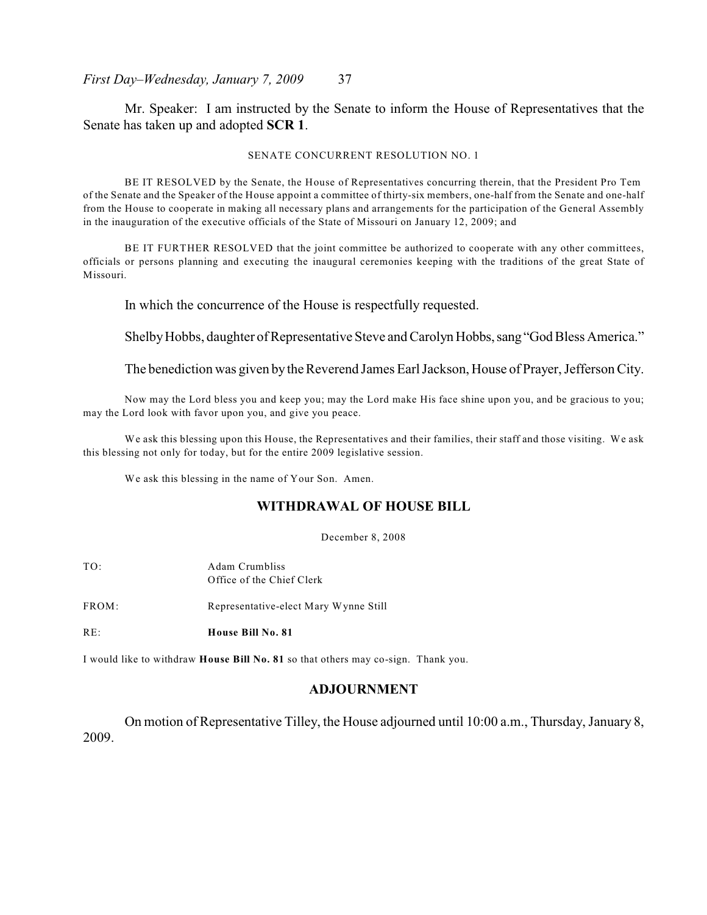Mr. Speaker: I am instructed by the Senate to inform the House of Representatives that the Senate has taken up and adopted **SCR 1**.

SENATE CONCURRENT RESOLUTION NO. 1

BE IT RESOLVED by the Senate, the House of Representatives concurring therein, that the President Pro Tem of the Senate and the Speaker of the House appoint a committee of thirty-six members, one-half from the Senate and one-half from the House to cooperate in making all necessary plans and arrangements for the participation of the General Assembly in the inauguration of the executive officials of the State of Missouri on January 12, 2009; and

BE IT FURTHER RESOLVED that the joint committee be authorized to cooperate with any other committees, officials or persons planning and executing the inaugural ceremonies keeping with the traditions of the great State of Missouri.

In which the concurrence of the House is respectfully requested.

Shelby Hobbs, daughter of Representative Steve and Carolyn Hobbs, sang "God Bless America."

The benediction was given by the Reverend James Earl Jackson, House of Prayer, Jefferson City.

Now may the Lord bless you and keep you; may the Lord make His face shine upon you, and be gracious to you; may the Lord look with favor upon you, and give you peace.

We ask this blessing upon this House, the Representatives and their families, their staff and those visiting. We ask this blessing not only for today, but for the entire 2009 legislative session.

We ask this blessing in the name of Your Son. Amen.

## WITHDRAWAL OF HOUSE BILL

December 8, 2008

TO: Adam Crumbliss
Office of the Chief Clerk

FROM: Representative-elect Mary Wynne Still

RE: **House Bill No. 81**

I would like to withdraw **House Bill No. 81** so that others may co-sign. Thank you.

## ADJOURNMENT

On motion of Representative Tilley, the House adjourned until 10:00 a.m., Thursday, January 8, 2009.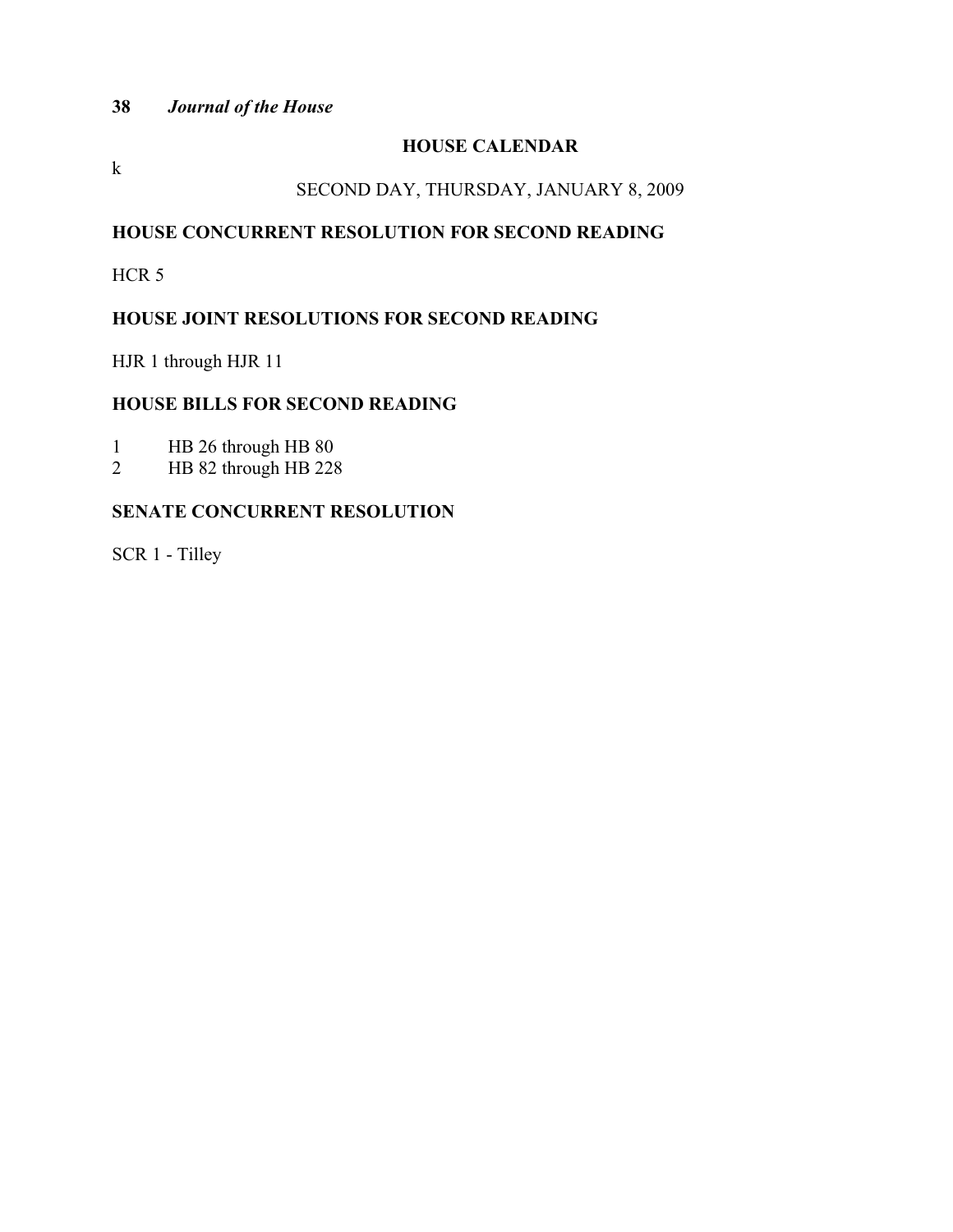## HOUSE CALENDAR

k

SECOND DAY, THURSDAY, JANUARY 8, 2009

### HOUSE CONCURRENT RESOLUTION FOR SECOND READING

HCR 5

### HOUSE JOINT RESOLUTIONS FOR SECOND READING

HJR 1 through HJR 11

### HOUSE BILLS FOR SECOND READING

1 HB 26 through HB 80
2 HB 82 through HB 228

### SENATE CONCURRENT RESOLUTION

SCR 1 - Tilley